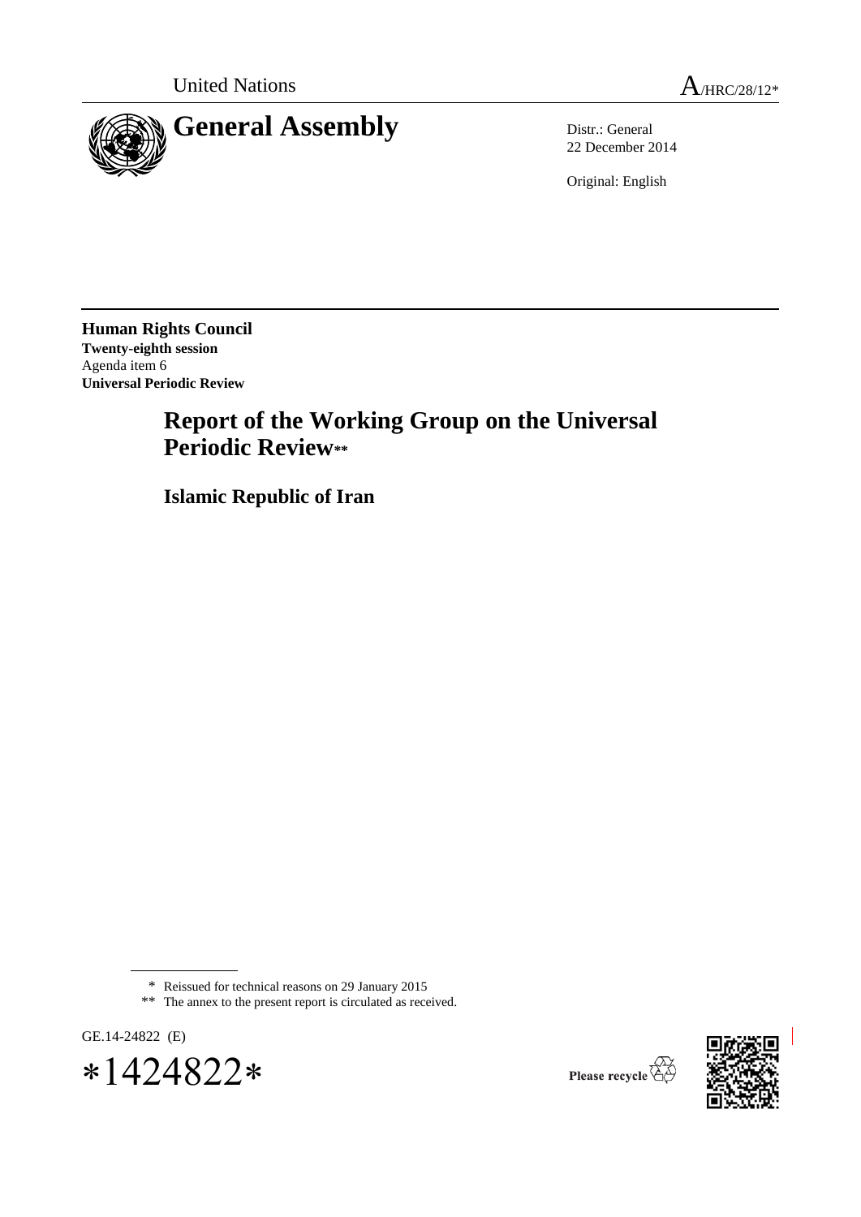United Nations A/HRC/28/12*

# General Assembly

Distr.: General
22 December 2014

Original: English

**Human Rights Council**
**Twenty-eighth session**
Agenda item 6
**Universal Periodic Review**

# Report of the Working Group on the Universal Periodic Review**

## Islamic Republic of Iran

---

\* Reissued for technical reasons on 29 January 2015

** The annex to the present report is circulated as received.

GE.14-24822 (E)

*1424822*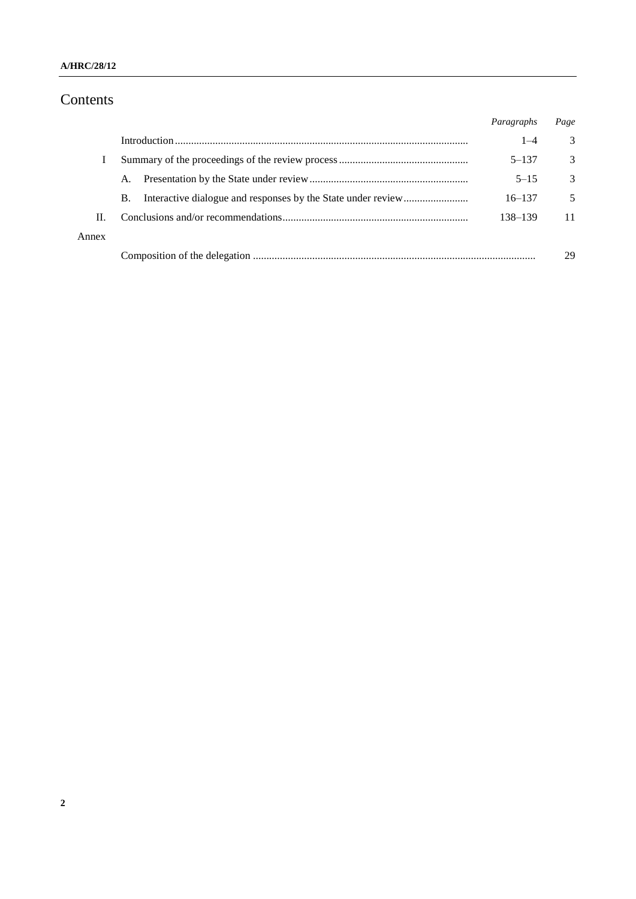# Contents

| | | *Paragraphs* | *Page* |
|---|---|---|---|
| | Introduction | 1–4 | 3 |
| I | Summary of the proceedings of the review process | 5–137 | 3 |
| | A. Presentation by the State under review | 5–15 | 3 |
| | B. Interactive dialogue and responses by the State under review | 16–137 | 5 |
| II. | Conclusions and/or recommendations | 138–139 | 11 |
| Annex | | | |
| | Composition of the delegation | | 29 |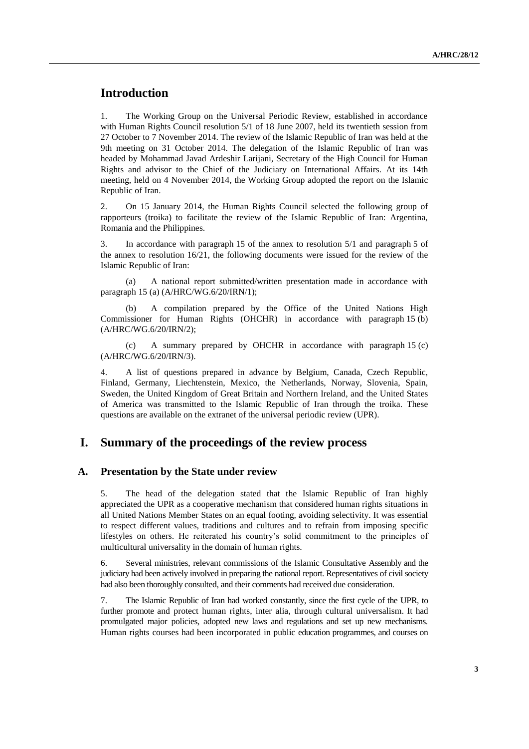# Introduction

1. The Working Group on the Universal Periodic Review, established in accordance with Human Rights Council resolution 5/1 of 18 June 2007, held its twentieth session from 27 October to 7 November 2014. The review of the Islamic Republic of Iran was held at the 9th meeting on 31 October 2014. The delegation of the Islamic Republic of Iran was headed by Mohammad Javad Ardeshir Larijani, Secretary of the High Council for Human Rights and advisor to the Chief of the Judiciary on International Affairs. At its 14th meeting, held on 4 November 2014, the Working Group adopted the report on the Islamic Republic of Iran.

2. On 15 January 2014, the Human Rights Council selected the following group of rapporteurs (troika) to facilitate the review of the Islamic Republic of Iran: Argentina, Romania and the Philippines.

3. In accordance with paragraph 15 of the annex to resolution 5/1 and paragraph 5 of the annex to resolution 16/21, the following documents were issued for the review of the Islamic Republic of Iran:

(a) A national report submitted/written presentation made in accordance with paragraph 15 (a) (A/HRC/WG.6/20/IRN/1);

(b) A compilation prepared by the Office of the United Nations High Commissioner for Human Rights (OHCHR) in accordance with paragraph 15 (b) (A/HRC/WG.6/20/IRN/2);

(c) A summary prepared by OHCHR in accordance with paragraph 15 (c) (A/HRC/WG.6/20/IRN/3).

4. A list of questions prepared in advance by Belgium, Canada, Czech Republic, Finland, Germany, Liechtenstein, Mexico, the Netherlands, Norway, Slovenia, Spain, Sweden, the United Kingdom of Great Britain and Northern Ireland, and the United States of America was transmitted to the Islamic Republic of Iran through the troika. These questions are available on the extranet of the universal periodic review (UPR).

# I. Summary of the proceedings of the review process

## A. Presentation by the State under review

5. The head of the delegation stated that the Islamic Republic of Iran highly appreciated the UPR as a cooperative mechanism that considered human rights situations in all United Nations Member States on an equal footing, avoiding selectivity. It was essential to respect different values, traditions and cultures and to refrain from imposing specific lifestyles on others. He reiterated his country's solid commitment to the principles of multicultural universality in the domain of human rights.

6. Several ministries, relevant commissions of the Islamic Consultative Assembly and the judiciary had been actively involved in preparing the national report. Representatives of civil society had also been thoroughly consulted, and their comments had received due consideration.

7. The Islamic Republic of Iran had worked constantly, since the first cycle of the UPR, to further promote and protect human rights, inter alia, through cultural universalism. It had promulgated major policies, adopted new laws and regulations and set up new mechanisms. Human rights courses had been incorporated in public education programmes, and courses on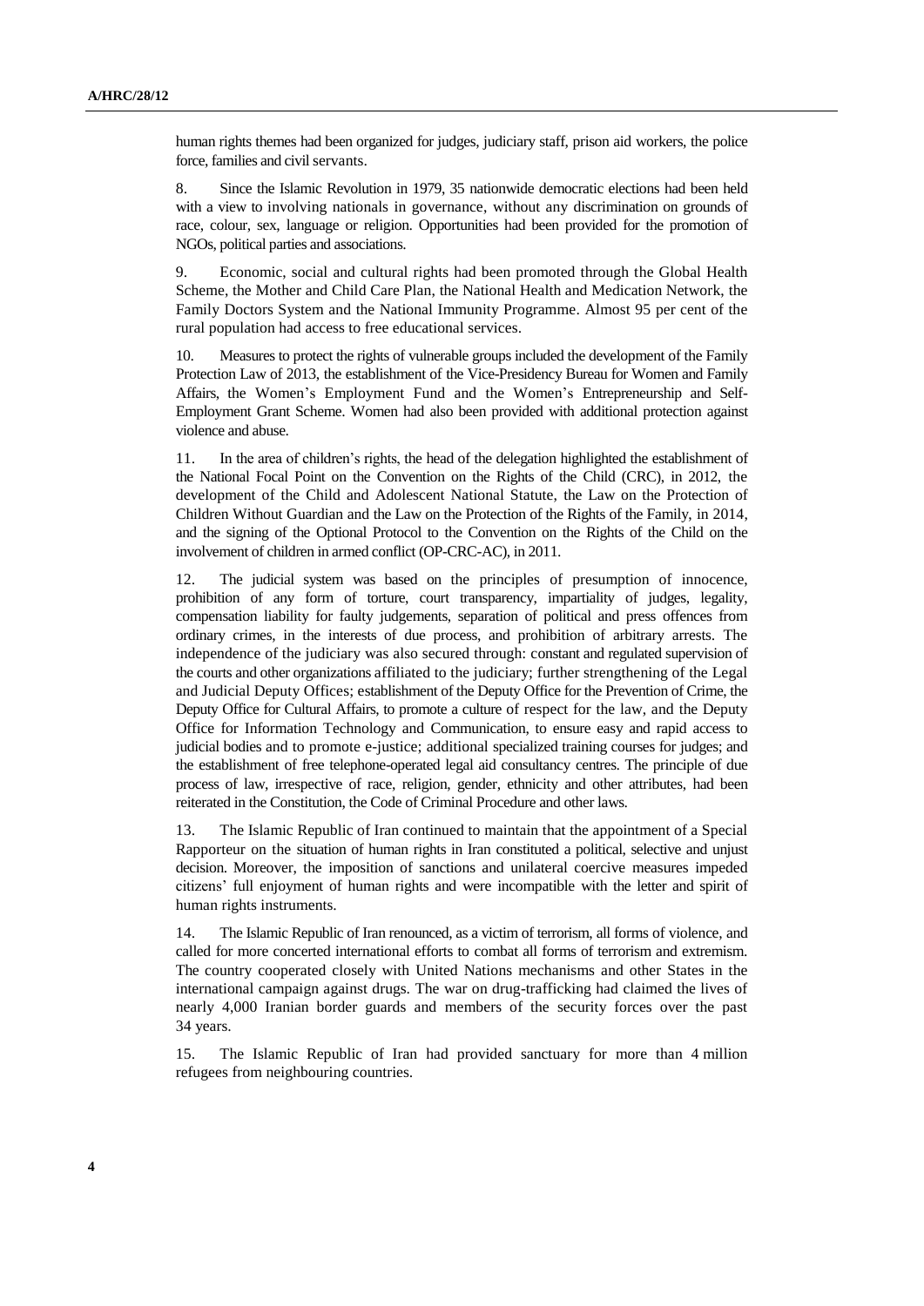human rights themes had been organized for judges, judiciary staff, prison aid workers, the police force, families and civil servants.

8. Since the Islamic Revolution in 1979, 35 nationwide democratic elections had been held with a view to involving nationals in governance, without any discrimination on grounds of race, colour, sex, language or religion. Opportunities had been provided for the promotion of NGOs, political parties and associations.

9. Economic, social and cultural rights had been promoted through the Global Health Scheme, the Mother and Child Care Plan, the National Health and Medication Network, the Family Doctors System and the National Immunity Programme. Almost 95 per cent of the rural population had access to free educational services.

10. Measures to protect the rights of vulnerable groups included the development of the Family Protection Law of 2013, the establishment of the Vice-Presidency Bureau for Women and Family Affairs, the Women's Employment Fund and the Women's Entrepreneurship and Self-Employment Grant Scheme. Women had also been provided with additional protection against violence and abuse.

11. In the area of children's rights, the head of the delegation highlighted the establishment of the National Focal Point on the Convention on the Rights of the Child (CRC), in 2012, the development of the Child and Adolescent National Statute, the Law on the Protection of Children Without Guardian and the Law on the Protection of the Rights of the Family, in 2014, and the signing of the Optional Protocol to the Convention on the Rights of the Child on the involvement of children in armed conflict (OP-CRC-AC), in 2011.

12. The judicial system was based on the principles of presumption of innocence, prohibition of any form of torture, court transparency, impartiality of judges, legality, compensation liability for faulty judgements, separation of political and press offences from ordinary crimes, in the interests of due process, and prohibition of arbitrary arrests. The independence of the judiciary was also secured through: constant and regulated supervision of the courts and other organizations affiliated to the judiciary; further strengthening of the Legal and Judicial Deputy Offices; establishment of the Deputy Office for the Prevention of Crime, the Deputy Office for Cultural Affairs, to promote a culture of respect for the law, and the Deputy Office for Information Technology and Communication, to ensure easy and rapid access to judicial bodies and to promote e-justice; additional specialized training courses for judges; and the establishment of free telephone-operated legal aid consultancy centres. The principle of due process of law, irrespective of race, religion, gender, ethnicity and other attributes, had been reiterated in the Constitution, the Code of Criminal Procedure and other laws.

13. The Islamic Republic of Iran continued to maintain that the appointment of a Special Rapporteur on the situation of human rights in Iran constituted a political, selective and unjust decision. Moreover, the imposition of sanctions and unilateral coercive measures impeded citizens' full enjoyment of human rights and were incompatible with the letter and spirit of human rights instruments.

14. The Islamic Republic of Iran renounced, as a victim of terrorism, all forms of violence, and called for more concerted international efforts to combat all forms of terrorism and extremism. The country cooperated closely with United Nations mechanisms and other States in the international campaign against drugs. The war on drug-trafficking had claimed the lives of nearly 4,000 Iranian border guards and members of the security forces over the past 34 years.

15. The Islamic Republic of Iran had provided sanctuary for more than 4 million refugees from neighbouring countries.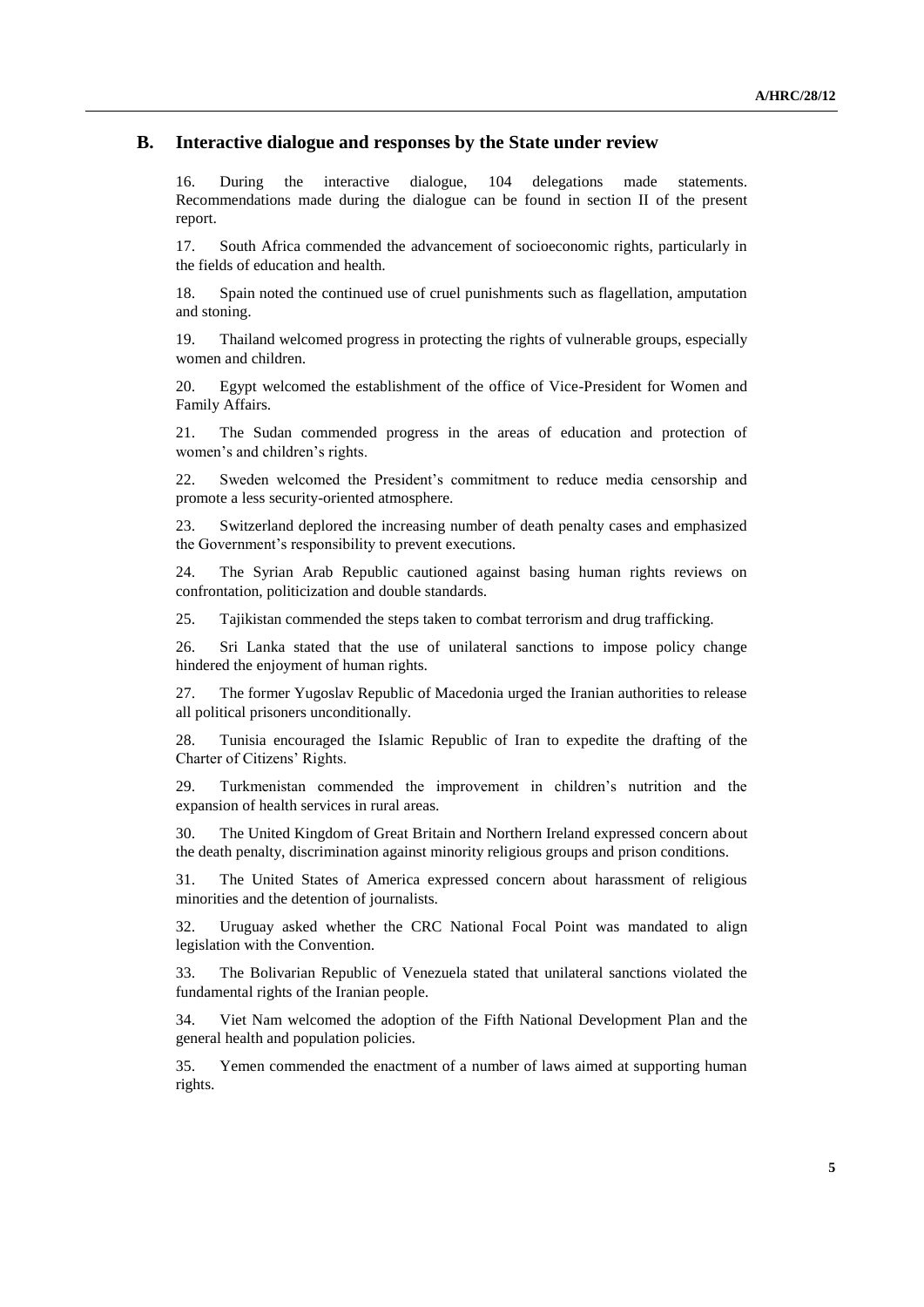## B. Interactive dialogue and responses by the State under review

16. During the interactive dialogue, 104 delegations made statements. Recommendations made during the dialogue can be found in section II of the present report.

17. South Africa commended the advancement of socioeconomic rights, particularly in the fields of education and health.

18. Spain noted the continued use of cruel punishments such as flagellation, amputation and stoning.

19. Thailand welcomed progress in protecting the rights of vulnerable groups, especially women and children.

20. Egypt welcomed the establishment of the office of Vice-President for Women and Family Affairs.

21. The Sudan commended progress in the areas of education and protection of women's and children's rights.

22. Sweden welcomed the President's commitment to reduce media censorship and promote a less security-oriented atmosphere.

23. Switzerland deplored the increasing number of death penalty cases and emphasized the Government's responsibility to prevent executions.

24. The Syrian Arab Republic cautioned against basing human rights reviews on confrontation, politicization and double standards.

25. Tajikistan commended the steps taken to combat terrorism and drug trafficking.

26. Sri Lanka stated that the use of unilateral sanctions to impose policy change hindered the enjoyment of human rights.

27. The former Yugoslav Republic of Macedonia urged the Iranian authorities to release all political prisoners unconditionally.

28. Tunisia encouraged the Islamic Republic of Iran to expedite the drafting of the Charter of Citizens' Rights.

29. Turkmenistan commended the improvement in children's nutrition and the expansion of health services in rural areas.

30. The United Kingdom of Great Britain and Northern Ireland expressed concern about the death penalty, discrimination against minority religious groups and prison conditions.

31. The United States of America expressed concern about harassment of religious minorities and the detention of journalists.

32. Uruguay asked whether the CRC National Focal Point was mandated to align legislation with the Convention.

33. The Bolivarian Republic of Venezuela stated that unilateral sanctions violated the fundamental rights of the Iranian people.

34. Viet Nam welcomed the adoption of the Fifth National Development Plan and the general health and population policies.

35. Yemen commended the enactment of a number of laws aimed at supporting human rights.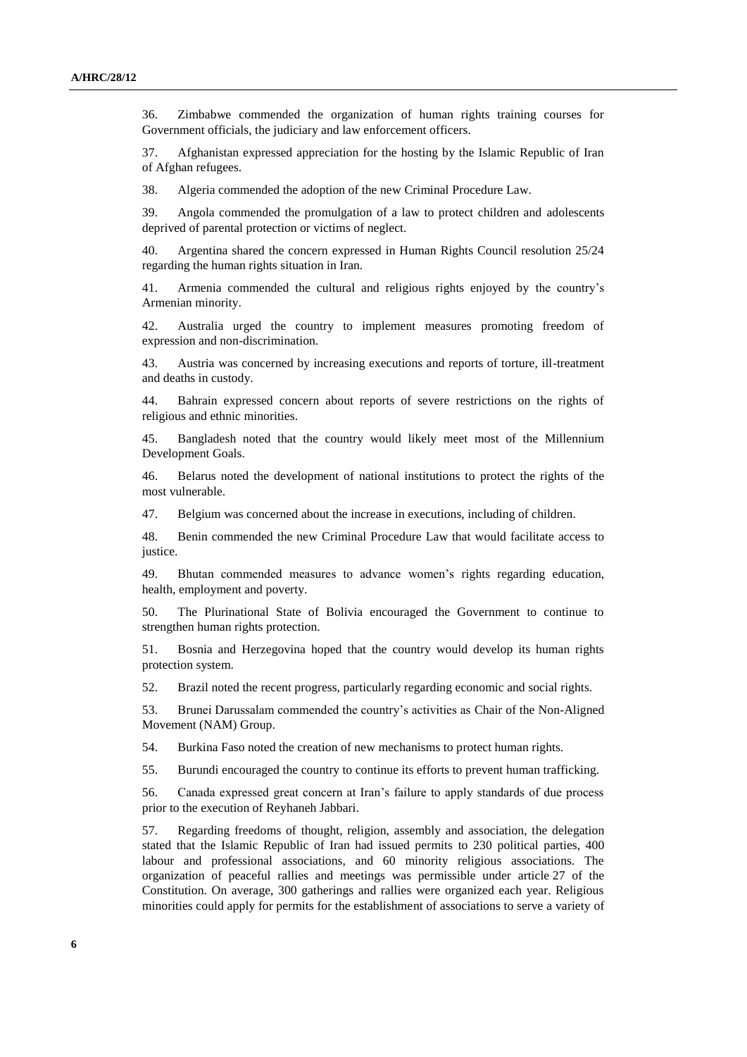36. Zimbabwe commended the organization of human rights training courses for Government officials, the judiciary and law enforcement officers.

37. Afghanistan expressed appreciation for the hosting by the Islamic Republic of Iran of Afghan refugees.

38. Algeria commended the adoption of the new Criminal Procedure Law.

39. Angola commended the promulgation of a law to protect children and adolescents deprived of parental protection or victims of neglect.

40. Argentina shared the concern expressed in Human Rights Council resolution 25/24 regarding the human rights situation in Iran.

41. Armenia commended the cultural and religious rights enjoyed by the country's Armenian minority.

42. Australia urged the country to implement measures promoting freedom of expression and non-discrimination.

43. Austria was concerned by increasing executions and reports of torture, ill-treatment and deaths in custody.

44. Bahrain expressed concern about reports of severe restrictions on the rights of religious and ethnic minorities.

45. Bangladesh noted that the country would likely meet most of the Millennium Development Goals.

46. Belarus noted the development of national institutions to protect the rights of the most vulnerable.

47. Belgium was concerned about the increase in executions, including of children.

48. Benin commended the new Criminal Procedure Law that would facilitate access to justice.

49. Bhutan commended measures to advance women's rights regarding education, health, employment and poverty.

50. The Plurinational State of Bolivia encouraged the Government to continue to strengthen human rights protection.

51. Bosnia and Herzegovina hoped that the country would develop its human rights protection system.

52. Brazil noted the recent progress, particularly regarding economic and social rights.

53. Brunei Darussalam commended the country's activities as Chair of the Non-Aligned Movement (NAM) Group.

54. Burkina Faso noted the creation of new mechanisms to protect human rights.

55. Burundi encouraged the country to continue its efforts to prevent human trafficking.

56. Canada expressed great concern at Iran's failure to apply standards of due process prior to the execution of Reyhaneh Jabbari.

57. Regarding freedoms of thought, religion, assembly and association, the delegation stated that the Islamic Republic of Iran had issued permits to 230 political parties, 400 labour and professional associations, and 60 minority religious associations. The organization of peaceful rallies and meetings was permissible under article 27 of the Constitution. On average, 300 gatherings and rallies were organized each year. Religious minorities could apply for permits for the establishment of associations to serve a variety of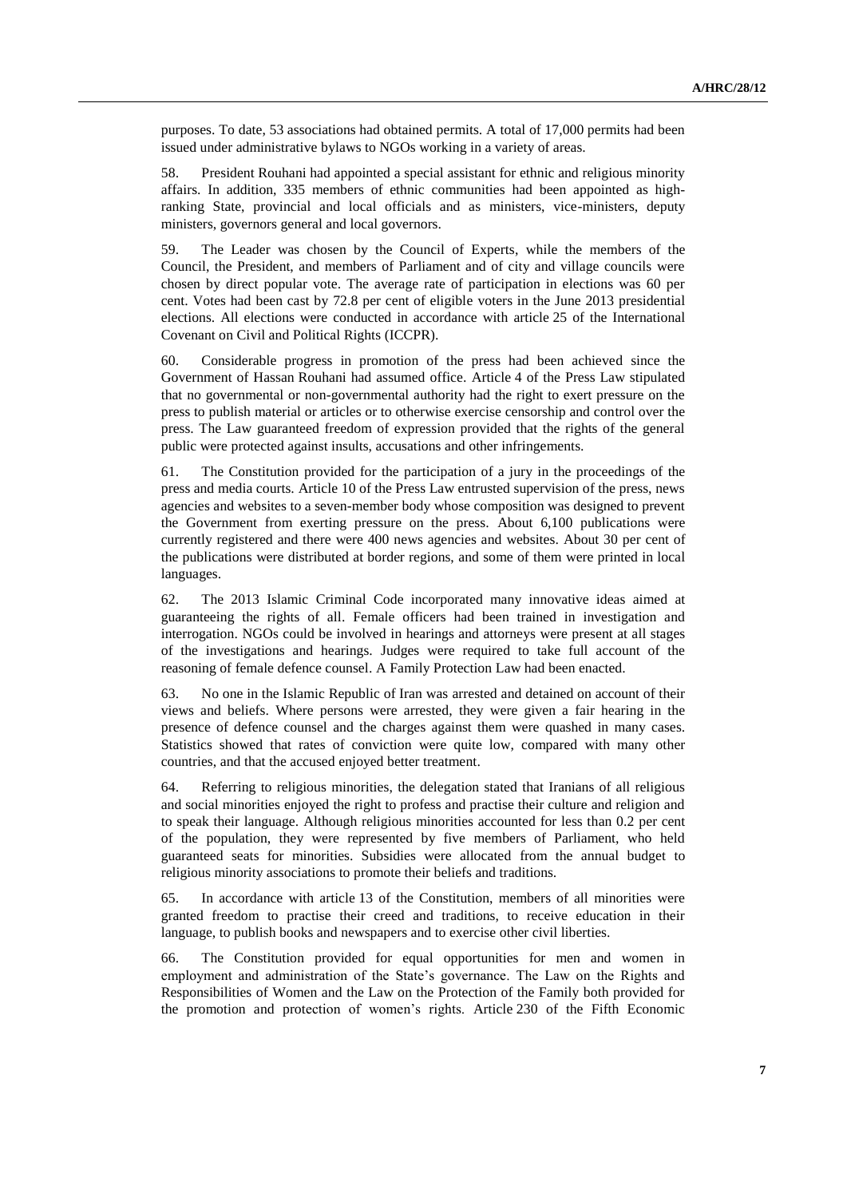purposes. To date, 53 associations had obtained permits. A total of 17,000 permits had been issued under administrative bylaws to NGOs working in a variety of areas.

58. President Rouhani had appointed a special assistant for ethnic and religious minority affairs. In addition, 335 members of ethnic communities had been appointed as high-ranking State, provincial and local officials and as ministers, vice-ministers, deputy ministers, governors general and local governors.

59. The Leader was chosen by the Council of Experts, while the members of the Council, the President, and members of Parliament and of city and village councils were chosen by direct popular vote. The average rate of participation in elections was 60 per cent. Votes had been cast by 72.8 per cent of eligible voters in the June 2013 presidential elections. All elections were conducted in accordance with article 25 of the International Covenant on Civil and Political Rights (ICCPR).

60. Considerable progress in promotion of the press had been achieved since the Government of Hassan Rouhani had assumed office. Article 4 of the Press Law stipulated that no governmental or non-governmental authority had the right to exert pressure on the press to publish material or articles or to otherwise exercise censorship and control over the press. The Law guaranteed freedom of expression provided that the rights of the general public were protected against insults, accusations and other infringements.

61. The Constitution provided for the participation of a jury in the proceedings of the press and media courts. Article 10 of the Press Law entrusted supervision of the press, news agencies and websites to a seven-member body whose composition was designed to prevent the Government from exerting pressure on the press. About 6,100 publications were currently registered and there were 400 news agencies and websites. About 30 per cent of the publications were distributed at border regions, and some of them were printed in local languages.

62. The 2013 Islamic Criminal Code incorporated many innovative ideas aimed at guaranteeing the rights of all. Female officers had been trained in investigation and interrogation. NGOs could be involved in hearings and attorneys were present at all stages of the investigations and hearings. Judges were required to take full account of the reasoning of female defence counsel. A Family Protection Law had been enacted.

63. No one in the Islamic Republic of Iran was arrested and detained on account of their views and beliefs. Where persons were arrested, they were given a fair hearing in the presence of defence counsel and the charges against them were quashed in many cases. Statistics showed that rates of conviction were quite low, compared with many other countries, and that the accused enjoyed better treatment.

64. Referring to religious minorities, the delegation stated that Iranians of all religious and social minorities enjoyed the right to profess and practise their culture and religion and to speak their language. Although religious minorities accounted for less than 0.2 per cent of the population, they were represented by five members of Parliament, who held guaranteed seats for minorities. Subsidies were allocated from the annual budget to religious minority associations to promote their beliefs and traditions.

65. In accordance with article 13 of the Constitution, members of all minorities were granted freedom to practise their creed and traditions, to receive education in their language, to publish books and newspapers and to exercise other civil liberties.

66. The Constitution provided for equal opportunities for men and women in employment and administration of the State's governance. The Law on the Rights and Responsibilities of Women and the Law on the Protection of the Family both provided for the promotion and protection of women's rights. Article 230 of the Fifth Economic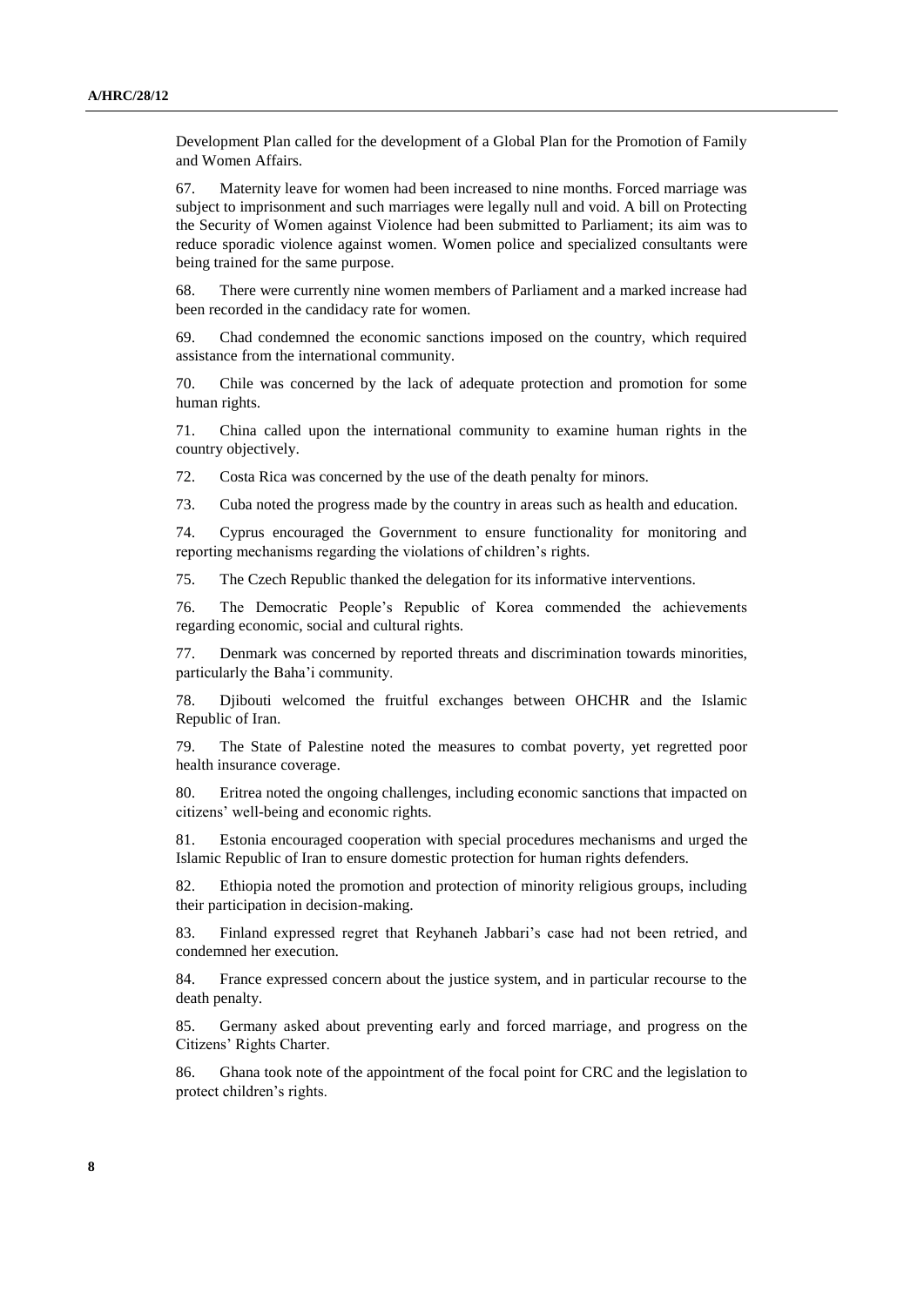Development Plan called for the development of a Global Plan for the Promotion of Family and Women Affairs.

67. Maternity leave for women had been increased to nine months. Forced marriage was subject to imprisonment and such marriages were legally null and void. A bill on Protecting the Security of Women against Violence had been submitted to Parliament; its aim was to reduce sporadic violence against women. Women police and specialized consultants were being trained for the same purpose.

68. There were currently nine women members of Parliament and a marked increase had been recorded in the candidacy rate for women.

69. Chad condemned the economic sanctions imposed on the country, which required assistance from the international community.

70. Chile was concerned by the lack of adequate protection and promotion for some human rights.

71. China called upon the international community to examine human rights in the country objectively.

72. Costa Rica was concerned by the use of the death penalty for minors.

73. Cuba noted the progress made by the country in areas such as health and education.

74. Cyprus encouraged the Government to ensure functionality for monitoring and reporting mechanisms regarding the violations of children's rights.

75. The Czech Republic thanked the delegation for its informative interventions.

76. The Democratic People's Republic of Korea commended the achievements regarding economic, social and cultural rights.

77. Denmark was concerned by reported threats and discrimination towards minorities, particularly the Baha'i community.

78. Djibouti welcomed the fruitful exchanges between OHCHR and the Islamic Republic of Iran.

79. The State of Palestine noted the measures to combat poverty, yet regretted poor health insurance coverage.

80. Eritrea noted the ongoing challenges, including economic sanctions that impacted on citizens' well-being and economic rights.

81. Estonia encouraged cooperation with special procedures mechanisms and urged the Islamic Republic of Iran to ensure domestic protection for human rights defenders.

82. Ethiopia noted the promotion and protection of minority religious groups, including their participation in decision-making.

83. Finland expressed regret that Reyhaneh Jabbari's case had not been retried, and condemned her execution.

84. France expressed concern about the justice system, and in particular recourse to the death penalty.

85. Germany asked about preventing early and forced marriage, and progress on the Citizens' Rights Charter.

86. Ghana took note of the appointment of the focal point for CRC and the legislation to protect children's rights.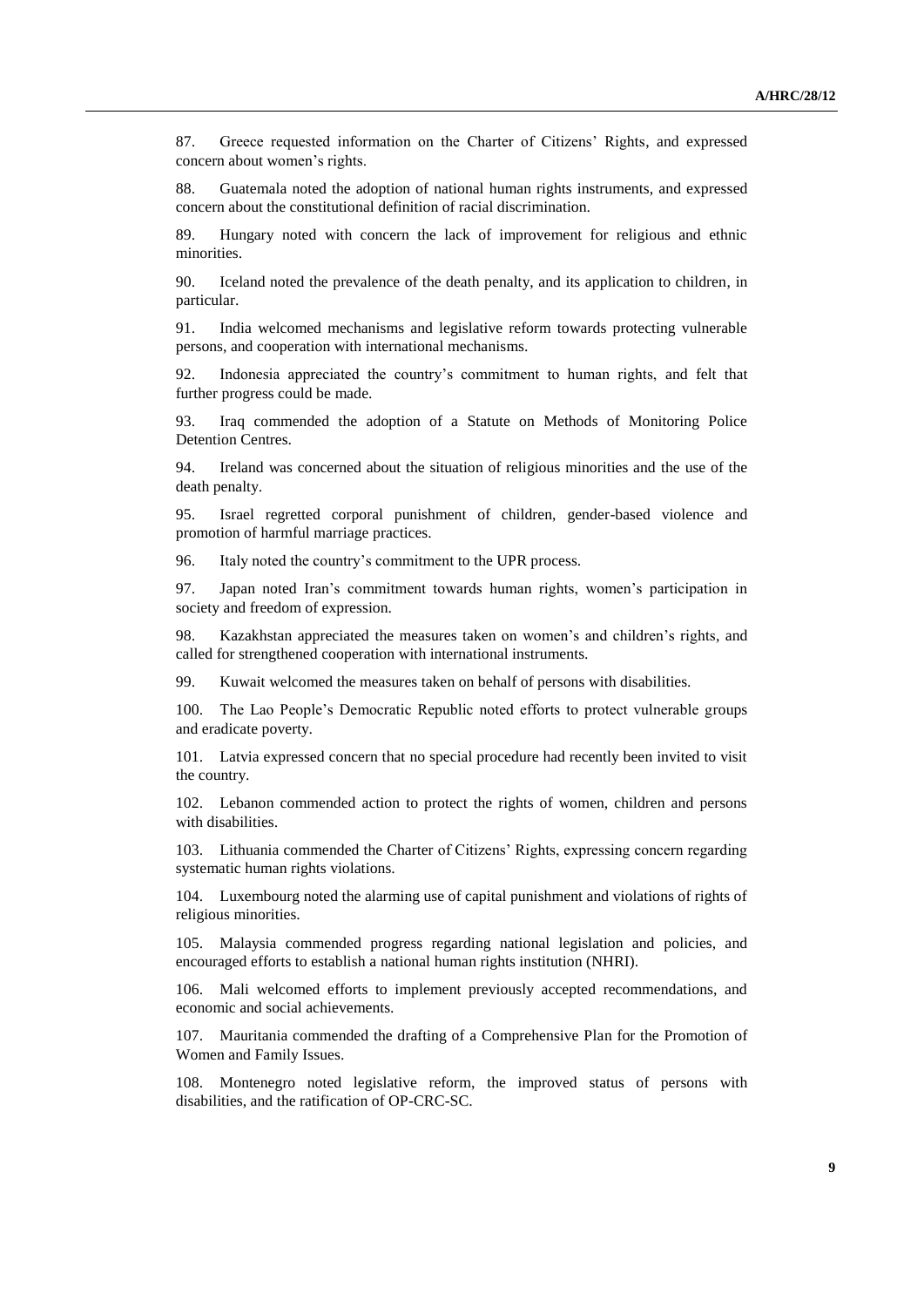87. Greece requested information on the Charter of Citizens' Rights, and expressed concern about women's rights.

88. Guatemala noted the adoption of national human rights instruments, and expressed concern about the constitutional definition of racial discrimination.

89. Hungary noted with concern the lack of improvement for religious and ethnic minorities.

90. Iceland noted the prevalence of the death penalty, and its application to children, in particular.

91. India welcomed mechanisms and legislative reform towards protecting vulnerable persons, and cooperation with international mechanisms.

92. Indonesia appreciated the country's commitment to human rights, and felt that further progress could be made.

93. Iraq commended the adoption of a Statute on Methods of Monitoring Police Detention Centres.

94. Ireland was concerned about the situation of religious minorities and the use of the death penalty.

95. Israel regretted corporal punishment of children, gender-based violence and promotion of harmful marriage practices.

96. Italy noted the country's commitment to the UPR process.

97. Japan noted Iran's commitment towards human rights, women's participation in society and freedom of expression.

98. Kazakhstan appreciated the measures taken on women's and children's rights, and called for strengthened cooperation with international instruments.

99. Kuwait welcomed the measures taken on behalf of persons with disabilities.

100. The Lao People's Democratic Republic noted efforts to protect vulnerable groups and eradicate poverty.

101. Latvia expressed concern that no special procedure had recently been invited to visit the country.

102. Lebanon commended action to protect the rights of women, children and persons with disabilities.

103. Lithuania commended the Charter of Citizens' Rights, expressing concern regarding systematic human rights violations.

104. Luxembourg noted the alarming use of capital punishment and violations of rights of religious minorities.

105. Malaysia commended progress regarding national legislation and policies, and encouraged efforts to establish a national human rights institution (NHRI).

106. Mali welcomed efforts to implement previously accepted recommendations, and economic and social achievements.

107. Mauritania commended the drafting of a Comprehensive Plan for the Promotion of Women and Family Issues.

108. Montenegro noted legislative reform, the improved status of persons with disabilities, and the ratification of OP-CRC-SC.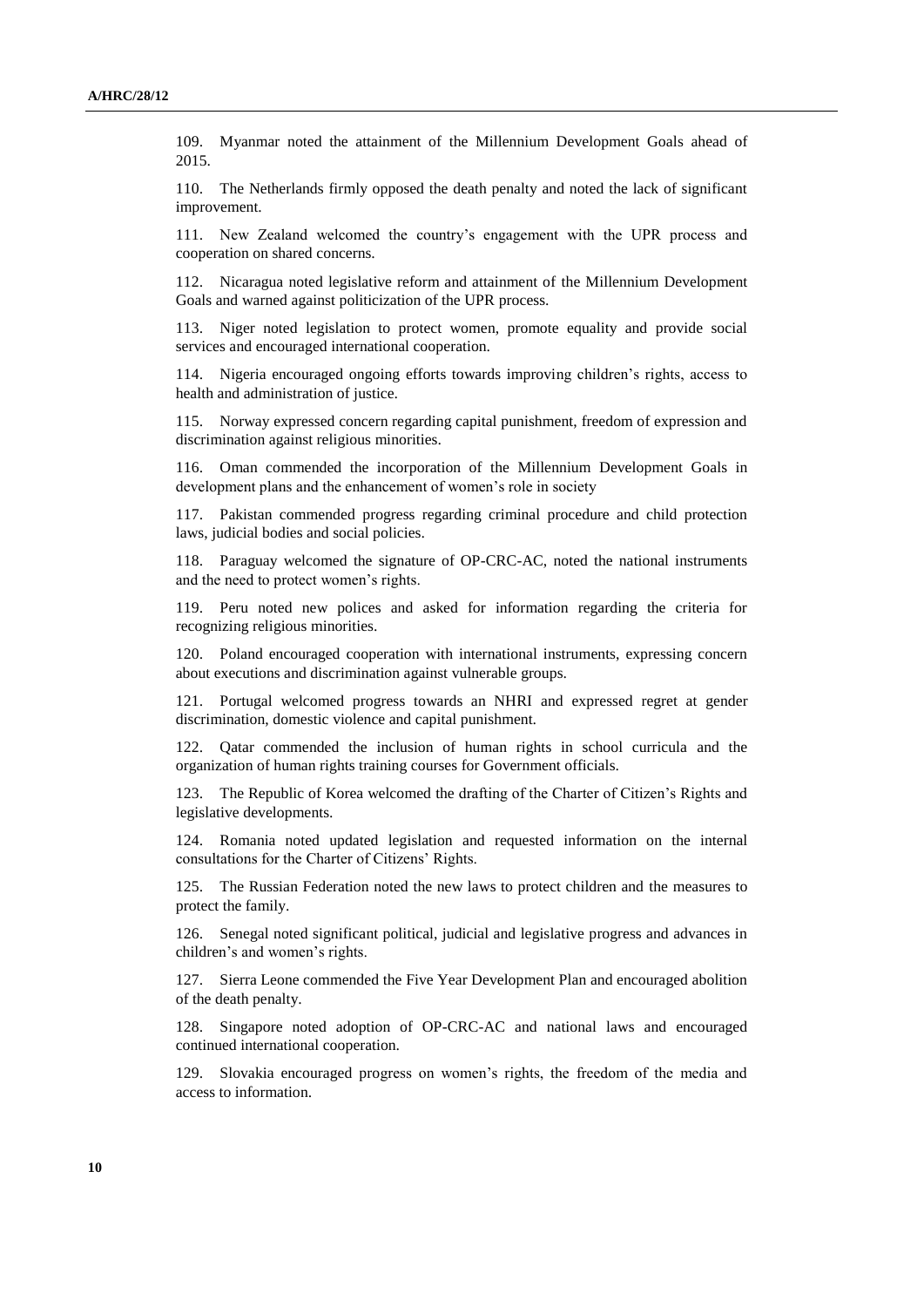109. Myanmar noted the attainment of the Millennium Development Goals ahead of 2015.

110. The Netherlands firmly opposed the death penalty and noted the lack of significant improvement.

111. New Zealand welcomed the country's engagement with the UPR process and cooperation on shared concerns.

112. Nicaragua noted legislative reform and attainment of the Millennium Development Goals and warned against politicization of the UPR process.

113. Niger noted legislation to protect women, promote equality and provide social services and encouraged international cooperation.

114. Nigeria encouraged ongoing efforts towards improving children's rights, access to health and administration of justice.

115. Norway expressed concern regarding capital punishment, freedom of expression and discrimination against religious minorities.

116. Oman commended the incorporation of the Millennium Development Goals in development plans and the enhancement of women's role in society

117. Pakistan commended progress regarding criminal procedure and child protection laws, judicial bodies and social policies.

118. Paraguay welcomed the signature of OP-CRC-AC, noted the national instruments and the need to protect women's rights.

119. Peru noted new polices and asked for information regarding the criteria for recognizing religious minorities.

120. Poland encouraged cooperation with international instruments, expressing concern about executions and discrimination against vulnerable groups.

121. Portugal welcomed progress towards an NHRI and expressed regret at gender discrimination, domestic violence and capital punishment.

122. Qatar commended the inclusion of human rights in school curricula and the organization of human rights training courses for Government officials.

123. The Republic of Korea welcomed the drafting of the Charter of Citizen's Rights and legislative developments.

124. Romania noted updated legislation and requested information on the internal consultations for the Charter of Citizens' Rights.

125. The Russian Federation noted the new laws to protect children and the measures to protect the family.

126. Senegal noted significant political, judicial and legislative progress and advances in children's and women's rights.

127. Sierra Leone commended the Five Year Development Plan and encouraged abolition of the death penalty.

128. Singapore noted adoption of OP-CRC-AC and national laws and encouraged continued international cooperation.

129. Slovakia encouraged progress on women's rights, the freedom of the media and access to information.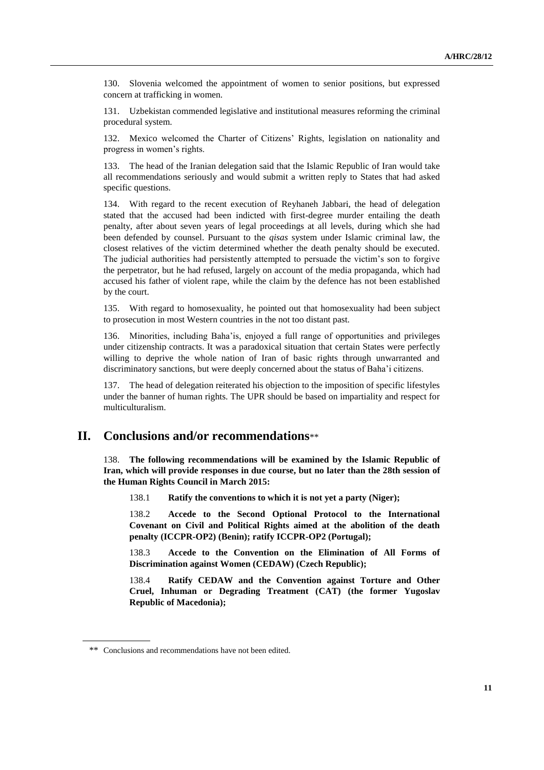130. Slovenia welcomed the appointment of women to senior positions, but expressed concern at trafficking in women.

131. Uzbekistan commended legislative and institutional measures reforming the criminal procedural system.

132. Mexico welcomed the Charter of Citizens' Rights, legislation on nationality and progress in women's rights.

133. The head of the Iranian delegation said that the Islamic Republic of Iran would take all recommendations seriously and would submit a written reply to States that had asked specific questions.

134. With regard to the recent execution of Reyhaneh Jabbari, the head of delegation stated that the accused had been indicted with first-degree murder entailing the death penalty, after about seven years of legal proceedings at all levels, during which she had been defended by counsel. Pursuant to the *qisas* system under Islamic criminal law, the closest relatives of the victim determined whether the death penalty should be executed. The judicial authorities had persistently attempted to persuade the victim's son to forgive the perpetrator, but he had refused, largely on account of the media propaganda, which had accused his father of violent rape, while the claim by the defence has not been established by the court.

135. With regard to homosexuality, he pointed out that homosexuality had been subject to prosecution in most Western countries in the not too distant past.

136. Minorities, including Baha'is, enjoyed a full range of opportunities and privileges under citizenship contracts. It was a paradoxical situation that certain States were perfectly willing to deprive the whole nation of Iran of basic rights through unwarranted and discriminatory sanctions, but were deeply concerned about the status of Baha'i citizens.

137. The head of delegation reiterated his objection to the imposition of specific lifestyles under the banner of human rights. The UPR should be based on impartiality and respect for multiculturalism.

## II. Conclusions and/or recommendations**

138. **The following recommendations will be examined by the Islamic Republic of Iran, which will provide responses in due course, but no later than the 28th session of the Human Rights Council in March 2015:**

138.1 **Ratify the conventions to which it is not yet a party (Niger);**

138.2 **Accede to the Second Optional Protocol to the International Covenant on Civil and Political Rights aimed at the abolition of the death penalty (ICCPR-OP2) (Benin); ratify ICCPR-OP2 (Portugal);**

138.3 **Accede to the Convention on the Elimination of All Forms of Discrimination against Women (CEDAW) (Czech Republic);**

138.4 **Ratify CEDAW and the Convention against Torture and Other Cruel, Inhuman or Degrading Treatment (CAT) (the former Yugoslav Republic of Macedonia);**

** Conclusions and recommendations have not been edited.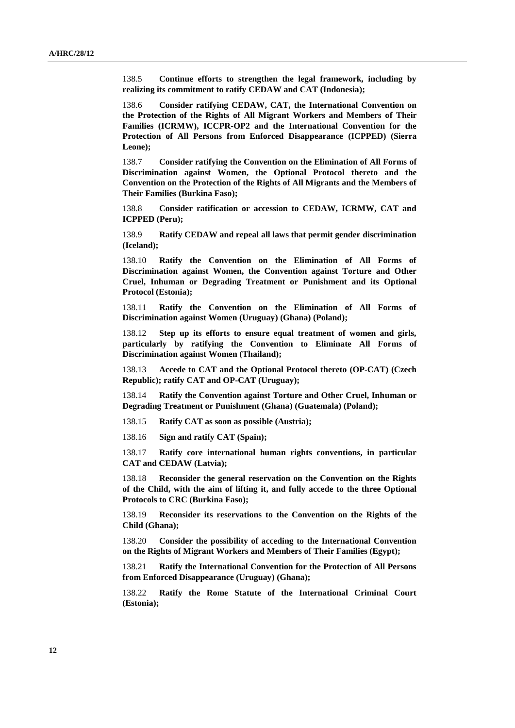138.5 **Continue efforts to strengthen the legal framework, including by realizing its commitment to ratify CEDAW and CAT (Indonesia);**

138.6 **Consider ratifying CEDAW, CAT, the International Convention on the Protection of the Rights of All Migrant Workers and Members of Their Families (ICRMW), ICCPR-OP2 and the International Convention for the Protection of All Persons from Enforced Disappearance (ICPPED) (Sierra Leone);**

138.7 **Consider ratifying the Convention on the Elimination of All Forms of Discrimination against Women, the Optional Protocol thereto and the Convention on the Protection of the Rights of All Migrants and the Members of Their Families (Burkina Faso);**

138.8 **Consider ratification or accession to CEDAW, ICRMW, CAT and ICPPED (Peru);**

138.9 **Ratify CEDAW and repeal all laws that permit gender discrimination (Iceland);**

138.10 **Ratify the Convention on the Elimination of All Forms of Discrimination against Women, the Convention against Torture and Other Cruel, Inhuman or Degrading Treatment or Punishment and its Optional Protocol (Estonia);**

138.11 **Ratify the Convention on the Elimination of All Forms of Discrimination against Women (Uruguay) (Ghana) (Poland);**

138.12 **Step up its efforts to ensure equal treatment of women and girls, particularly by ratifying the Convention to Eliminate All Forms of Discrimination against Women (Thailand);**

138.13 **Accede to CAT and the Optional Protocol thereto (OP-CAT) (Czech Republic); ratify CAT and OP-CAT (Uruguay);**

138.14 **Ratify the Convention against Torture and Other Cruel, Inhuman or Degrading Treatment or Punishment (Ghana) (Guatemala) (Poland);**

138.15 **Ratify CAT as soon as possible (Austria);**

138.16 **Sign and ratify CAT (Spain);**

138.17 **Ratify core international human rights conventions, in particular CAT and CEDAW (Latvia);**

138.18 **Reconsider the general reservation on the Convention on the Rights of the Child, with the aim of lifting it, and fully accede to the three Optional Protocols to CRC (Burkina Faso);**

138.19 **Reconsider its reservations to the Convention on the Rights of the Child (Ghana);**

138.20 **Consider the possibility of acceding to the International Convention on the Rights of Migrant Workers and Members of Their Families (Egypt);**

138.21 **Ratify the International Convention for the Protection of All Persons from Enforced Disappearance (Uruguay) (Ghana);**

138.22 **Ratify the Rome Statute of the International Criminal Court (Estonia);**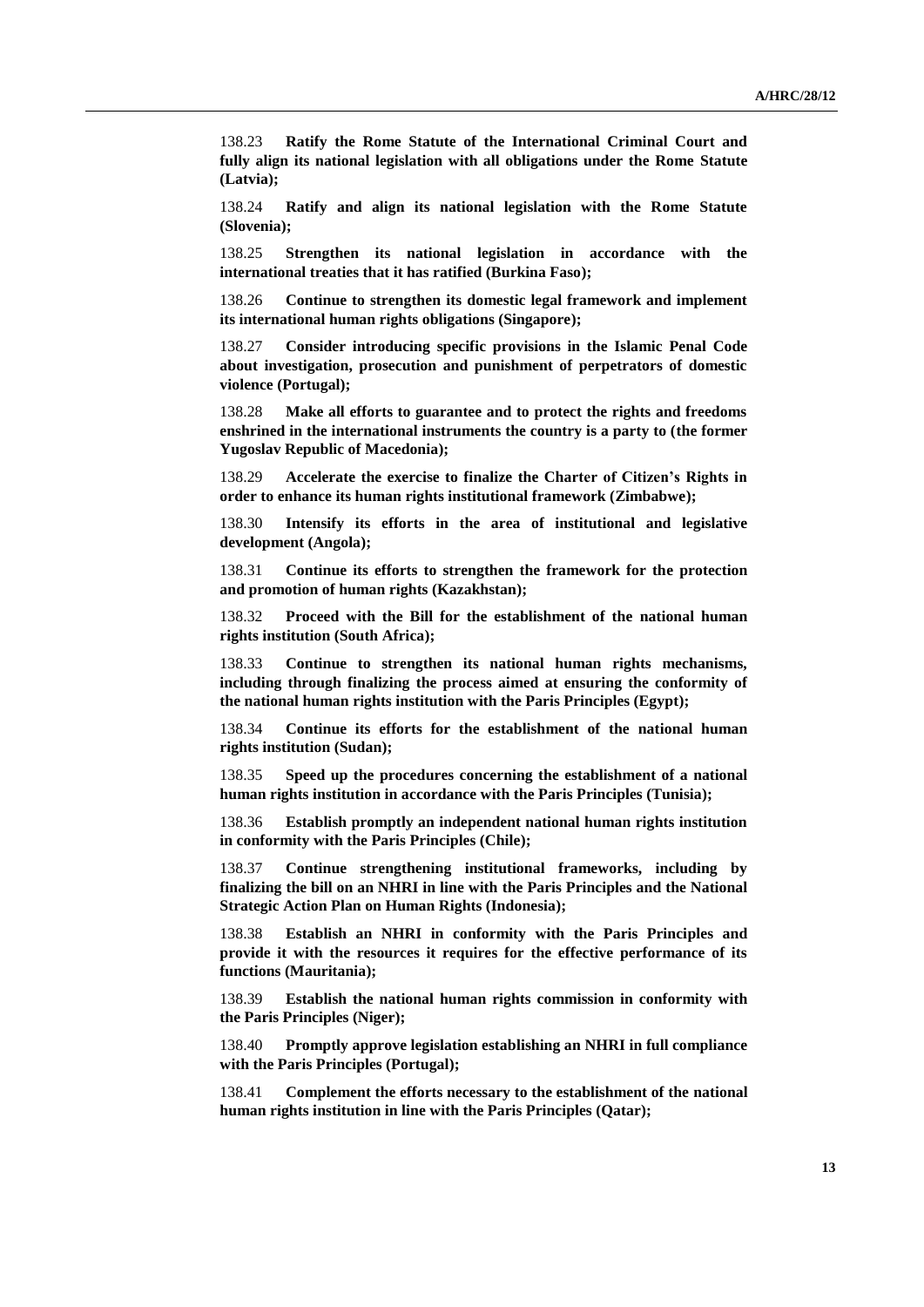138.23 **Ratify the Rome Statute of the International Criminal Court and fully align its national legislation with all obligations under the Rome Statute (Latvia);**

138.24 **Ratify and align its national legislation with the Rome Statute (Slovenia);**

138.25 **Strengthen its national legislation in accordance with the international treaties that it has ratified (Burkina Faso);**

138.26 **Continue to strengthen its domestic legal framework and implement its international human rights obligations (Singapore);**

138.27 **Consider introducing specific provisions in the Islamic Penal Code about investigation, prosecution and punishment of perpetrators of domestic violence (Portugal);**

138.28 **Make all efforts to guarantee and to protect the rights and freedoms enshrined in the international instruments the country is a party to (the former Yugoslav Republic of Macedonia);**

138.29 **Accelerate the exercise to finalize the Charter of Citizen's Rights in order to enhance its human rights institutional framework (Zimbabwe);**

138.30 **Intensify its efforts in the area of institutional and legislative development (Angola);**

138.31 **Continue its efforts to strengthen the framework for the protection and promotion of human rights (Kazakhstan);**

138.32 **Proceed with the Bill for the establishment of the national human rights institution (South Africa);**

138.33 **Continue to strengthen its national human rights mechanisms, including through finalizing the process aimed at ensuring the conformity of the national human rights institution with the Paris Principles (Egypt);**

138.34 **Continue its efforts for the establishment of the national human rights institution (Sudan);**

138.35 **Speed up the procedures concerning the establishment of a national human rights institution in accordance with the Paris Principles (Tunisia);**

138.36 **Establish promptly an independent national human rights institution in conformity with the Paris Principles (Chile);**

138.37 **Continue strengthening institutional frameworks, including by finalizing the bill on an NHRI in line with the Paris Principles and the National Strategic Action Plan on Human Rights (Indonesia);**

138.38 **Establish an NHRI in conformity with the Paris Principles and provide it with the resources it requires for the effective performance of its functions (Mauritania);**

138.39 **Establish the national human rights commission in conformity with the Paris Principles (Niger);**

138.40 **Promptly approve legislation establishing an NHRI in full compliance with the Paris Principles (Portugal);**

138.41 **Complement the efforts necessary to the establishment of the national human rights institution in line with the Paris Principles (Qatar);**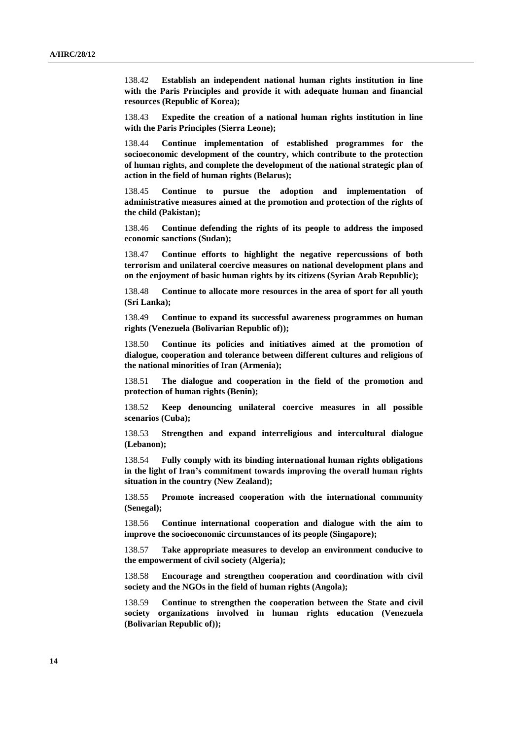138.42 **Establish an independent national human rights institution in line with the Paris Principles and provide it with adequate human and financial resources (Republic of Korea);**

138.43 **Expedite the creation of a national human rights institution in line with the Paris Principles (Sierra Leone);**

138.44 **Continue implementation of established programmes for the socioeconomic development of the country, which contribute to the protection of human rights, and complete the development of the national strategic plan of action in the field of human rights (Belarus);**

138.45 **Continue to pursue the adoption and implementation of administrative measures aimed at the promotion and protection of the rights of the child (Pakistan);**

138.46 **Continue defending the rights of its people to address the imposed economic sanctions (Sudan);**

138.47 **Continue efforts to highlight the negative repercussions of both terrorism and unilateral coercive measures on national development plans and on the enjoyment of basic human rights by its citizens (Syrian Arab Republic);**

138.48 **Continue to allocate more resources in the area of sport for all youth (Sri Lanka);**

138.49 **Continue to expand its successful awareness programmes on human rights (Venezuela (Bolivarian Republic of));**

138.50 **Continue its policies and initiatives aimed at the promotion of dialogue, cooperation and tolerance between different cultures and religions of the national minorities of Iran (Armenia);**

138.51 **The dialogue and cooperation in the field of the promotion and protection of human rights (Benin);**

138.52 **Keep denouncing unilateral coercive measures in all possible scenarios (Cuba);**

138.53 **Strengthen and expand interreligious and intercultural dialogue (Lebanon);**

138.54 **Fully comply with its binding international human rights obligations in the light of Iran's commitment towards improving the overall human rights situation in the country (New Zealand);**

138.55 **Promote increased cooperation with the international community (Senegal);**

138.56 **Continue international cooperation and dialogue with the aim to improve the socioeconomic circumstances of its people (Singapore);**

138.57 **Take appropriate measures to develop an environment conducive to the empowerment of civil society (Algeria);**

138.58 **Encourage and strengthen cooperation and coordination with civil society and the NGOs in the field of human rights (Angola);**

138.59 **Continue to strengthen the cooperation between the State and civil society organizations involved in human rights education (Venezuela (Bolivarian Republic of));**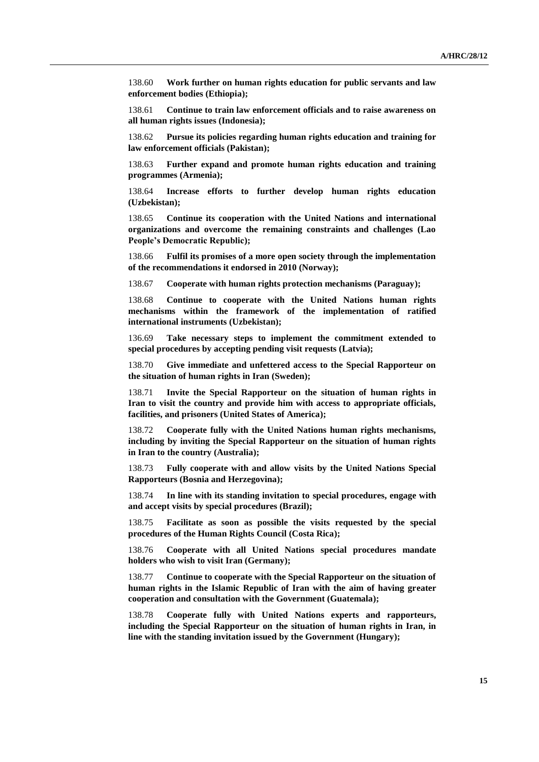138.60 **Work further on human rights education for public servants and law enforcement bodies (Ethiopia);**

138.61 **Continue to train law enforcement officials and to raise awareness on all human rights issues (Indonesia);**

138.62 **Pursue its policies regarding human rights education and training for law enforcement officials (Pakistan);**

138.63 **Further expand and promote human rights education and training programmes (Armenia);**

138.64 **Increase efforts to further develop human rights education (Uzbekistan);**

138.65 **Continue its cooperation with the United Nations and international organizations and overcome the remaining constraints and challenges (Lao People's Democratic Republic);**

138.66 **Fulfil its promises of a more open society through the implementation of the recommendations it endorsed in 2010 (Norway);**

138.67 **Cooperate with human rights protection mechanisms (Paraguay);**

138.68 **Continue to cooperate with the United Nations human rights mechanisms within the framework of the implementation of ratified international instruments (Uzbekistan);**

136.69 **Take necessary steps to implement the commitment extended to special procedures by accepting pending visit requests (Latvia);**

138.70 **Give immediate and unfettered access to the Special Rapporteur on the situation of human rights in Iran (Sweden);**

138.71 **Invite the Special Rapporteur on the situation of human rights in Iran to visit the country and provide him with access to appropriate officials, facilities, and prisoners (United States of America);**

138.72 **Cooperate fully with the United Nations human rights mechanisms, including by inviting the Special Rapporteur on the situation of human rights in Iran to the country (Australia);**

138.73 **Fully cooperate with and allow visits by the United Nations Special Rapporteurs (Bosnia and Herzegovina);**

138.74 **In line with its standing invitation to special procedures, engage with and accept visits by special procedures (Brazil);**

138.75 **Facilitate as soon as possible the visits requested by the special procedures of the Human Rights Council (Costa Rica);**

138.76 **Cooperate with all United Nations special procedures mandate holders who wish to visit Iran (Germany);**

138.77 **Continue to cooperate with the Special Rapporteur on the situation of human rights in the Islamic Republic of Iran with the aim of having greater cooperation and consultation with the Government (Guatemala);**

138.78 **Cooperate fully with United Nations experts and rapporteurs, including the Special Rapporteur on the situation of human rights in Iran, in line with the standing invitation issued by the Government (Hungary);**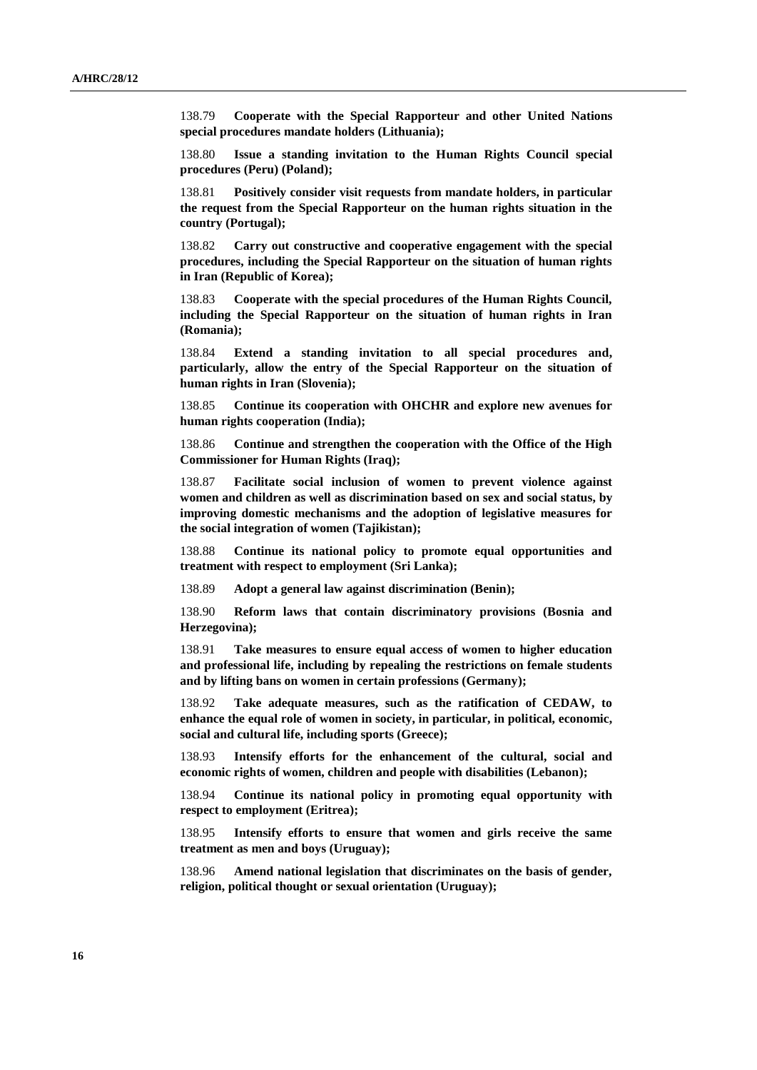138.79 **Cooperate with the Special Rapporteur and other United Nations special procedures mandate holders (Lithuania);**

138.80 **Issue a standing invitation to the Human Rights Council special procedures (Peru) (Poland);**

138.81 **Positively consider visit requests from mandate holders, in particular the request from the Special Rapporteur on the human rights situation in the country (Portugal);**

138.82 **Carry out constructive and cooperative engagement with the special procedures, including the Special Rapporteur on the situation of human rights in Iran (Republic of Korea);**

138.83 **Cooperate with the special procedures of the Human Rights Council, including the Special Rapporteur on the situation of human rights in Iran (Romania);**

138.84 **Extend a standing invitation to all special procedures and, particularly, allow the entry of the Special Rapporteur on the situation of human rights in Iran (Slovenia);**

138.85 **Continue its cooperation with OHCHR and explore new avenues for human rights cooperation (India);**

138.86 **Continue and strengthen the cooperation with the Office of the High Commissioner for Human Rights (Iraq);**

138.87 **Facilitate social inclusion of women to prevent violence against women and children as well as discrimination based on sex and social status, by improving domestic mechanisms and the adoption of legislative measures for the social integration of women (Tajikistan);**

138.88 **Continue its national policy to promote equal opportunities and treatment with respect to employment (Sri Lanka);**

138.89 **Adopt a general law against discrimination (Benin);**

138.90 **Reform laws that contain discriminatory provisions (Bosnia and Herzegovina);**

138.91 **Take measures to ensure equal access of women to higher education and professional life, including by repealing the restrictions on female students and by lifting bans on women in certain professions (Germany);**

138.92 **Take adequate measures, such as the ratification of CEDAW, to enhance the equal role of women in society, in particular, in political, economic, social and cultural life, including sports (Greece);**

138.93 **Intensify efforts for the enhancement of the cultural, social and economic rights of women, children and people with disabilities (Lebanon);**

138.94 **Continue its national policy in promoting equal opportunity with respect to employment (Eritrea);**

138.95 **Intensify efforts to ensure that women and girls receive the same treatment as men and boys (Uruguay);**

138.96 **Amend national legislation that discriminates on the basis of gender, religion, political thought or sexual orientation (Uruguay);**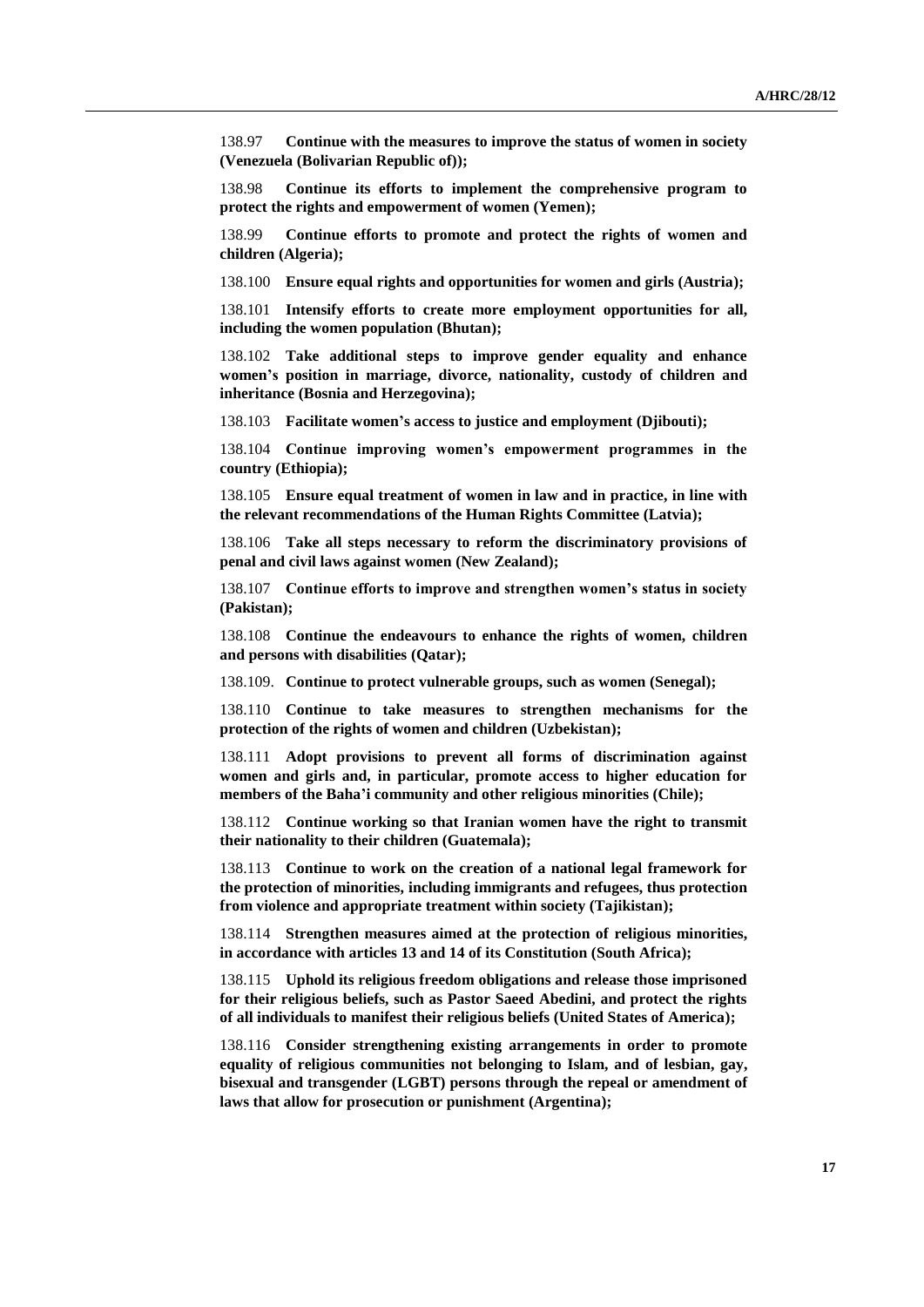138.97 **Continue with the measures to improve the status of women in society (Venezuela (Bolivarian Republic of));**

138.98 **Continue its efforts to implement the comprehensive program to protect the rights and empowerment of women (Yemen);**

138.99 **Continue efforts to promote and protect the rights of women and children (Algeria);**

138.100 **Ensure equal rights and opportunities for women and girls (Austria);**

138.101 **Intensify efforts to create more employment opportunities for all, including the women population (Bhutan);**

138.102 **Take additional steps to improve gender equality and enhance women's position in marriage, divorce, nationality, custody of children and inheritance (Bosnia and Herzegovina);**

138.103 **Facilitate women's access to justice and employment (Djibouti);**

138.104 **Continue improving women's empowerment programmes in the country (Ethiopia);**

138.105 **Ensure equal treatment of women in law and in practice, in line with the relevant recommendations of the Human Rights Committee (Latvia);**

138.106 **Take all steps necessary to reform the discriminatory provisions of penal and civil laws against women (New Zealand);**

138.107 **Continue efforts to improve and strengthen women's status in society (Pakistan);**

138.108 **Continue the endeavours to enhance the rights of women, children and persons with disabilities (Qatar);**

138.109. **Continue to protect vulnerable groups, such as women (Senegal);**

138.110 **Continue to take measures to strengthen mechanisms for the protection of the rights of women and children (Uzbekistan);**

138.111 **Adopt provisions to prevent all forms of discrimination against women and girls and, in particular, promote access to higher education for members of the Baha'i community and other religious minorities (Chile);**

138.112 **Continue working so that Iranian women have the right to transmit their nationality to their children (Guatemala);**

138.113 **Continue to work on the creation of a national legal framework for the protection of minorities, including immigrants and refugees, thus protection from violence and appropriate treatment within society (Tajikistan);**

138.114 **Strengthen measures aimed at the protection of religious minorities, in accordance with articles 13 and 14 of its Constitution (South Africa);**

138.115 **Uphold its religious freedom obligations and release those imprisoned for their religious beliefs, such as Pastor Saeed Abedini, and protect the rights of all individuals to manifest their religious beliefs (United States of America);**

138.116 **Consider strengthening existing arrangements in order to promote equality of religious communities not belonging to Islam, and of lesbian, gay, bisexual and transgender (LGBT) persons through the repeal or amendment of laws that allow for prosecution or punishment (Argentina);**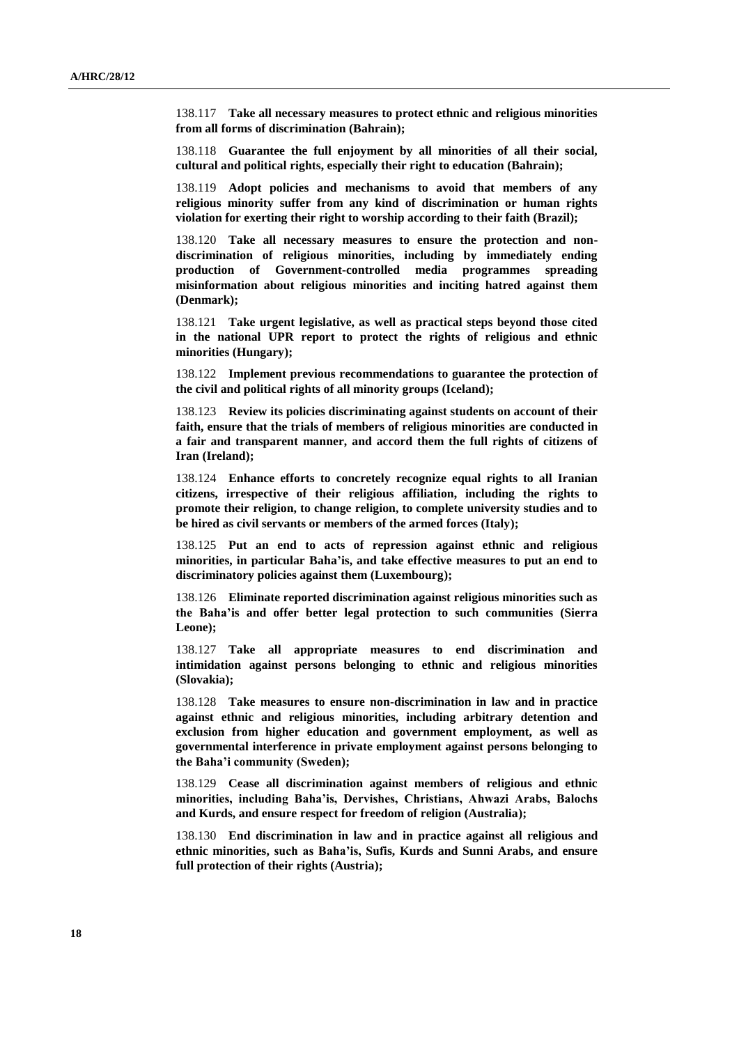138.117 **Take all necessary measures to protect ethnic and religious minorities from all forms of discrimination (Bahrain);**

138.118 **Guarantee the full enjoyment by all minorities of all their social, cultural and political rights, especially their right to education (Bahrain);**

138.119 **Adopt policies and mechanisms to avoid that members of any religious minority suffer from any kind of discrimination or human rights violation for exerting their right to worship according to their faith (Brazil);**

138.120 **Take all necessary measures to ensure the protection and non-discrimination of religious minorities, including by immediately ending production of Government-controlled media programmes spreading misinformation about religious minorities and inciting hatred against them (Denmark);**

138.121 **Take urgent legislative, as well as practical steps beyond those cited in the national UPR report to protect the rights of religious and ethnic minorities (Hungary);**

138.122 **Implement previous recommendations to guarantee the protection of the civil and political rights of all minority groups (Iceland);**

138.123 **Review its policies discriminating against students on account of their faith, ensure that the trials of members of religious minorities are conducted in a fair and transparent manner, and accord them the full rights of citizens of Iran (Ireland);**

138.124 **Enhance efforts to concretely recognize equal rights to all Iranian citizens, irrespective of their religious affiliation, including the rights to promote their religion, to change religion, to complete university studies and to be hired as civil servants or members of the armed forces (Italy);**

138.125 **Put an end to acts of repression against ethnic and religious minorities, in particular Baha'is, and take effective measures to put an end to discriminatory policies against them (Luxembourg);**

138.126 **Eliminate reported discrimination against religious minorities such as the Baha'is and offer better legal protection to such communities (Sierra Leone);**

138.127 **Take all appropriate measures to end discrimination and intimidation against persons belonging to ethnic and religious minorities (Slovakia);**

138.128 **Take measures to ensure non-discrimination in law and in practice against ethnic and religious minorities, including arbitrary detention and exclusion from higher education and government employment, as well as governmental interference in private employment against persons belonging to the Baha'i community (Sweden);**

138.129 **Cease all discrimination against members of religious and ethnic minorities, including Baha'is, Dervishes, Christians, Ahwazi Arabs, Balochs and Kurds, and ensure respect for freedom of religion (Australia);**

138.130 **End discrimination in law and in practice against all religious and ethnic minorities, such as Baha'is, Sufis, Kurds and Sunni Arabs, and ensure full protection of their rights (Austria);**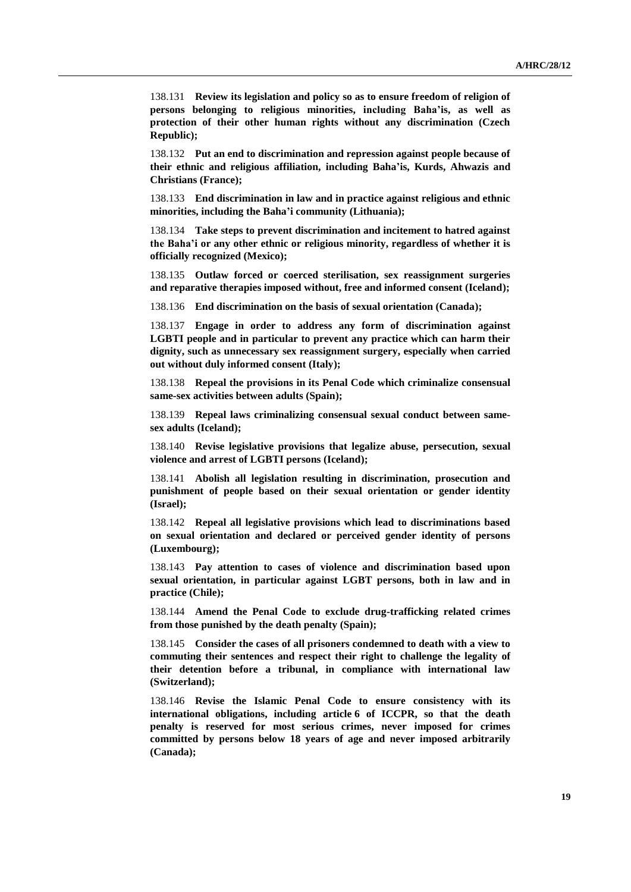138.131 **Review its legislation and policy so as to ensure freedom of religion of persons belonging to religious minorities, including Baha'is, as well as protection of their other human rights without any discrimination (Czech Republic);**

138.132 **Put an end to discrimination and repression against people because of their ethnic and religious affiliation, including Baha'is, Kurds, Ahwazis and Christians (France);**

138.133 **End discrimination in law and in practice against religious and ethnic minorities, including the Baha'i community (Lithuania);**

138.134 **Take steps to prevent discrimination and incitement to hatred against the Baha'i or any other ethnic or religious minority, regardless of whether it is officially recognized (Mexico);**

138.135 **Outlaw forced or coerced sterilisation, sex reassignment surgeries and reparative therapies imposed without, free and informed consent (Iceland);**

138.136 **End discrimination on the basis of sexual orientation (Canada);**

138.137 **Engage in order to address any form of discrimination against LGBTI people and in particular to prevent any practice which can harm their dignity, such as unnecessary sex reassignment surgery, especially when carried out without duly informed consent (Italy);**

138.138 **Repeal the provisions in its Penal Code which criminalize consensual same-sex activities between adults (Spain);**

138.139 **Repeal laws criminalizing consensual sexual conduct between same-sex adults (Iceland);**

138.140 **Revise legislative provisions that legalize abuse, persecution, sexual violence and arrest of LGBTI persons (Iceland);**

138.141 **Abolish all legislation resulting in discrimination, prosecution and punishment of people based on their sexual orientation or gender identity (Israel);**

138.142 **Repeal all legislative provisions which lead to discriminations based on sexual orientation and declared or perceived gender identity of persons (Luxembourg);**

138.143 **Pay attention to cases of violence and discrimination based upon sexual orientation, in particular against LGBT persons, both in law and in practice (Chile);**

138.144 **Amend the Penal Code to exclude drug-trafficking related crimes from those punished by the death penalty (Spain);**

138.145 **Consider the cases of all prisoners condemned to death with a view to commuting their sentences and respect their right to challenge the legality of their detention before a tribunal, in compliance with international law (Switzerland);**

138.146 **Revise the Islamic Penal Code to ensure consistency with its international obligations, including article 6 of ICCPR, so that the death penalty is reserved for most serious crimes, never imposed for crimes committed by persons below 18 years of age and never imposed arbitrarily (Canada);**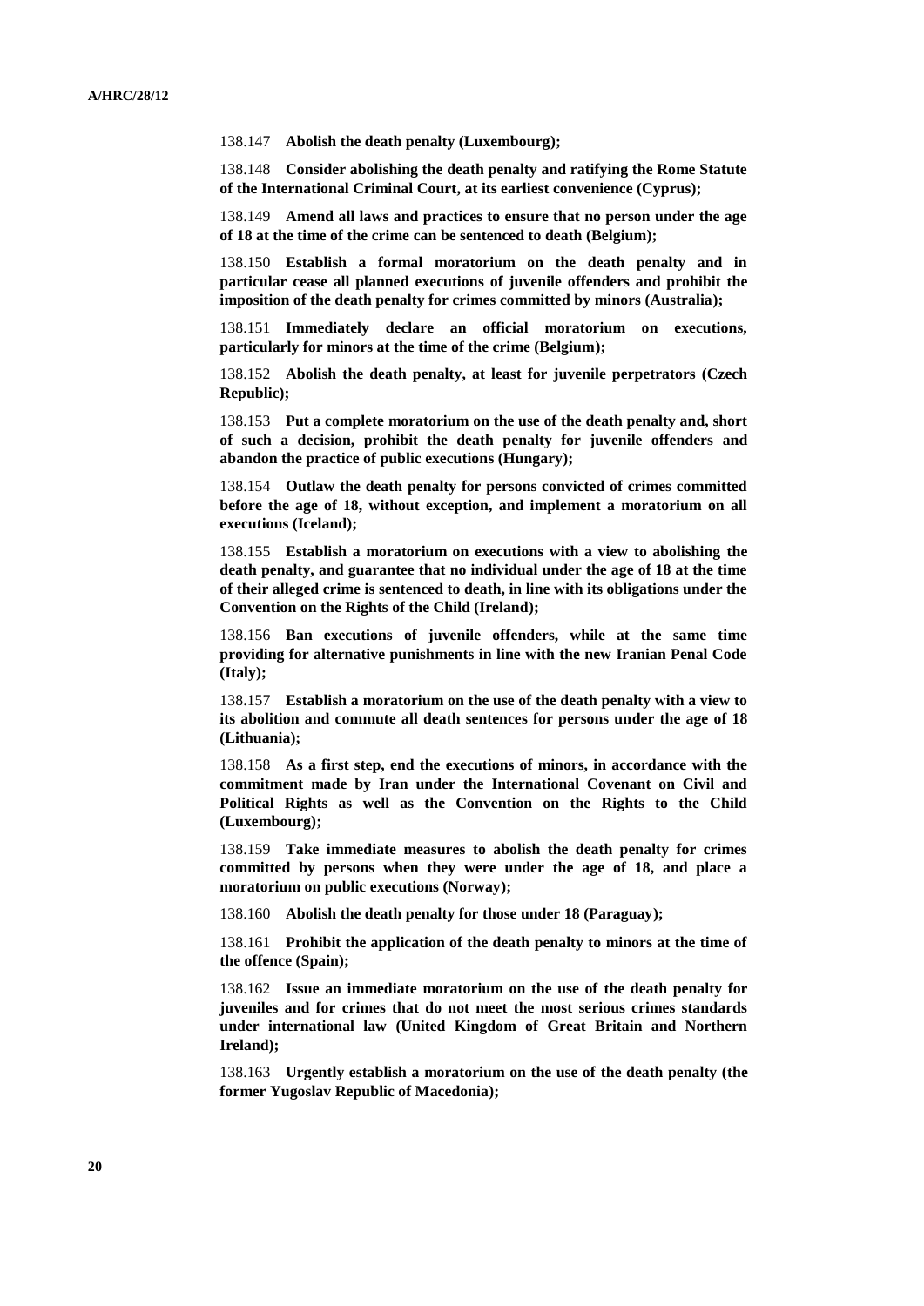138.147 **Abolish the death penalty (Luxembourg);**

138.148 **Consider abolishing the death penalty and ratifying the Rome Statute of the International Criminal Court, at its earliest convenience (Cyprus);**

138.149 **Amend all laws and practices to ensure that no person under the age of 18 at the time of the crime can be sentenced to death (Belgium);**

138.150 **Establish a formal moratorium on the death penalty and in particular cease all planned executions of juvenile offenders and prohibit the imposition of the death penalty for crimes committed by minors (Australia);**

138.151 **Immediately declare an official moratorium on executions, particularly for minors at the time of the crime (Belgium);**

138.152 **Abolish the death penalty, at least for juvenile perpetrators (Czech Republic);**

138.153 **Put a complete moratorium on the use of the death penalty and, short of such a decision, prohibit the death penalty for juvenile offenders and abandon the practice of public executions (Hungary);**

138.154 **Outlaw the death penalty for persons convicted of crimes committed before the age of 18, without exception, and implement a moratorium on all executions (Iceland);**

138.155 **Establish a moratorium on executions with a view to abolishing the death penalty, and guarantee that no individual under the age of 18 at the time of their alleged crime is sentenced to death, in line with its obligations under the Convention on the Rights of the Child (Ireland);**

138.156 **Ban executions of juvenile offenders, while at the same time providing for alternative punishments in line with the new Iranian Penal Code (Italy);**

138.157 **Establish a moratorium on the use of the death penalty with a view to its abolition and commute all death sentences for persons under the age of 18 (Lithuania);**

138.158 **As a first step, end the executions of minors, in accordance with the commitment made by Iran under the International Covenant on Civil and Political Rights as well as the Convention on the Rights to the Child (Luxembourg);**

138.159 **Take immediate measures to abolish the death penalty for crimes committed by persons when they were under the age of 18, and place a moratorium on public executions (Norway);**

138.160 **Abolish the death penalty for those under 18 (Paraguay);**

138.161 **Prohibit the application of the death penalty to minors at the time of the offence (Spain);**

138.162 **Issue an immediate moratorium on the use of the death penalty for juveniles and for crimes that do not meet the most serious crimes standards under international law (United Kingdom of Great Britain and Northern Ireland);**

138.163 **Urgently establish a moratorium on the use of the death penalty (the former Yugoslav Republic of Macedonia);**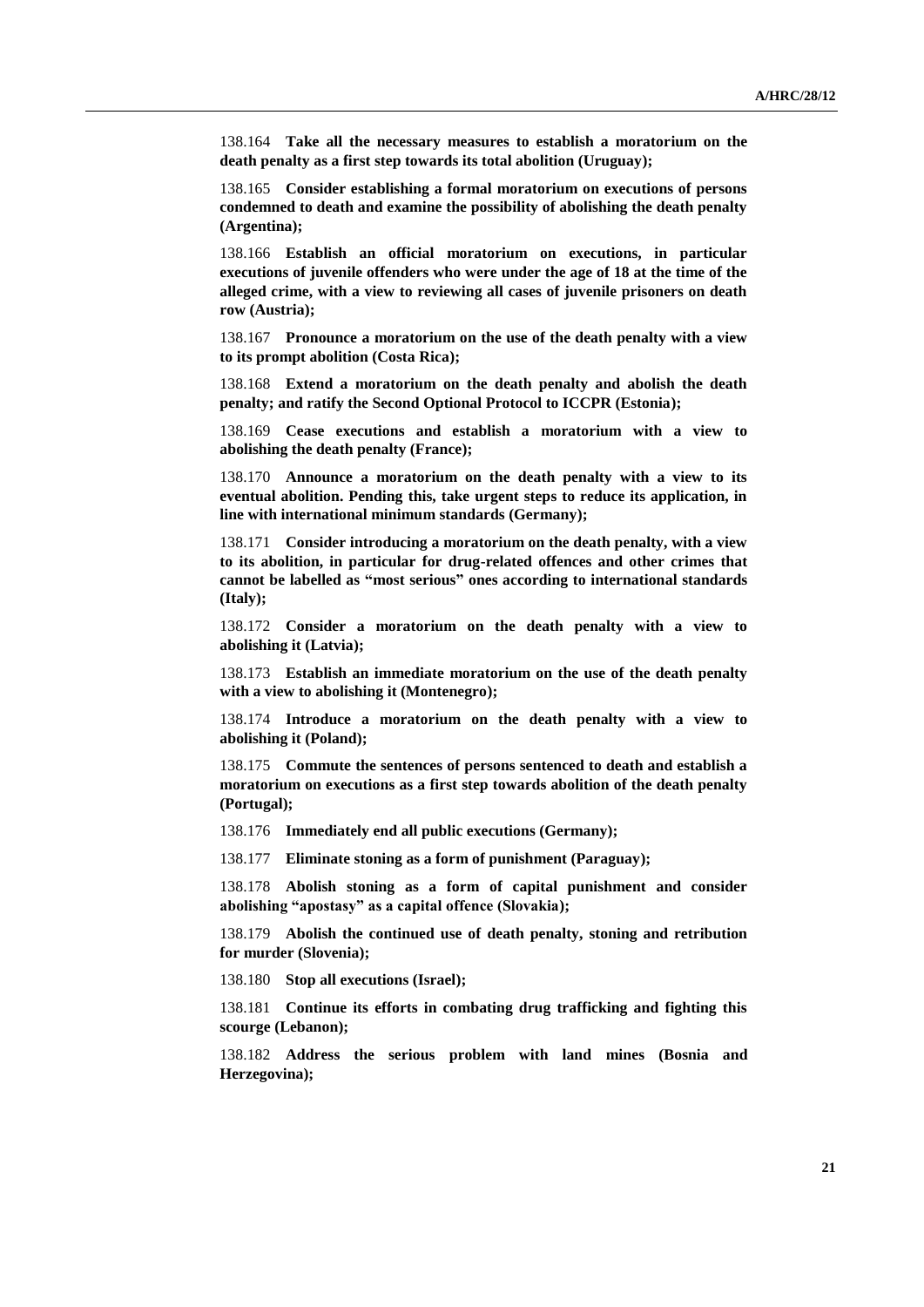138.164 **Take all the necessary measures to establish a moratorium on the death penalty as a first step towards its total abolition (Uruguay);**

138.165 **Consider establishing a formal moratorium on executions of persons condemned to death and examine the possibility of abolishing the death penalty (Argentina);**

138.166 **Establish an official moratorium on executions, in particular executions of juvenile offenders who were under the age of 18 at the time of the alleged crime, with a view to reviewing all cases of juvenile prisoners on death row (Austria);**

138.167 **Pronounce a moratorium on the use of the death penalty with a view to its prompt abolition (Costa Rica);**

138.168 **Extend a moratorium on the death penalty and abolish the death penalty; and ratify the Second Optional Protocol to ICCPR (Estonia);**

138.169 **Cease executions and establish a moratorium with a view to abolishing the death penalty (France);**

138.170 **Announce a moratorium on the death penalty with a view to its eventual abolition. Pending this, take urgent steps to reduce its application, in line with international minimum standards (Germany);**

138.171 **Consider introducing a moratorium on the death penalty, with a view to its abolition, in particular for drug-related offences and other crimes that cannot be labelled as "most serious" ones according to international standards (Italy);**

138.172 **Consider a moratorium on the death penalty with a view to abolishing it (Latvia);**

138.173 **Establish an immediate moratorium on the use of the death penalty with a view to abolishing it (Montenegro);**

138.174 **Introduce a moratorium on the death penalty with a view to abolishing it (Poland);**

138.175 **Commute the sentences of persons sentenced to death and establish a moratorium on executions as a first step towards abolition of the death penalty (Portugal);**

138.176 **Immediately end all public executions (Germany);**

138.177 **Eliminate stoning as a form of punishment (Paraguay);**

138.178 **Abolish stoning as a form of capital punishment and consider abolishing "apostasy" as a capital offence (Slovakia);**

138.179 **Abolish the continued use of death penalty, stoning and retribution for murder (Slovenia);**

138.180 **Stop all executions (Israel);**

138.181 **Continue its efforts in combating drug trafficking and fighting this scourge (Lebanon);**

138.182 **Address the serious problem with land mines (Bosnia and Herzegovina);**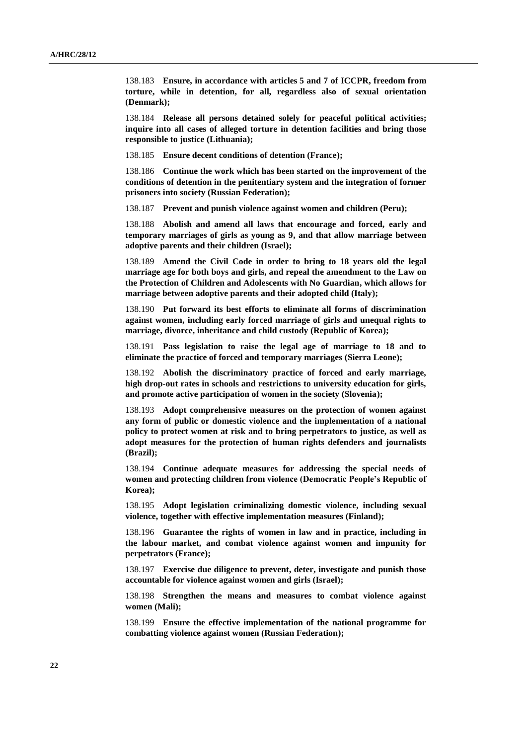138.183 **Ensure, in accordance with articles 5 and 7 of ICCPR, freedom from torture, while in detention, for all, regardless also of sexual orientation (Denmark);**

138.184 **Release all persons detained solely for peaceful political activities; inquire into all cases of alleged torture in detention facilities and bring those responsible to justice (Lithuania);**

138.185 **Ensure decent conditions of detention (France);**

138.186 **Continue the work which has been started on the improvement of the conditions of detention in the penitentiary system and the integration of former prisoners into society (Russian Federation);**

138.187 **Prevent and punish violence against women and children (Peru);**

138.188 **Abolish and amend all laws that encourage and forced, early and temporary marriages of girls as young as 9, and that allow marriage between adoptive parents and their children (Israel);**

138.189 **Amend the Civil Code in order to bring to 18 years old the legal marriage age for both boys and girls, and repeal the amendment to the Law on the Protection of Children and Adolescents with No Guardian, which allows for marriage between adoptive parents and their adopted child (Italy);**

138.190 **Put forward its best efforts to eliminate all forms of discrimination against women, including early forced marriage of girls and unequal rights to marriage, divorce, inheritance and child custody (Republic of Korea);**

138.191 **Pass legislation to raise the legal age of marriage to 18 and to eliminate the practice of forced and temporary marriages (Sierra Leone);**

138.192 **Abolish the discriminatory practice of forced and early marriage, high drop-out rates in schools and restrictions to university education for girls, and promote active participation of women in the society (Slovenia);**

138.193 **Adopt comprehensive measures on the protection of women against any form of public or domestic violence and the implementation of a national policy to protect women at risk and to bring perpetrators to justice, as well as adopt measures for the protection of human rights defenders and journalists (Brazil);**

138.194 **Continue adequate measures for addressing the special needs of women and protecting children from violence (Democratic People's Republic of Korea);**

138.195 **Adopt legislation criminalizing domestic violence, including sexual violence, together with effective implementation measures (Finland);**

138.196 **Guarantee the rights of women in law and in practice, including in the labour market, and combat violence against women and impunity for perpetrators (France);**

138.197 **Exercise due diligence to prevent, deter, investigate and punish those accountable for violence against women and girls (Israel);**

138.198 **Strengthen the means and measures to combat violence against women (Mali);**

138.199 **Ensure the effective implementation of the national programme for combatting violence against women (Russian Federation);**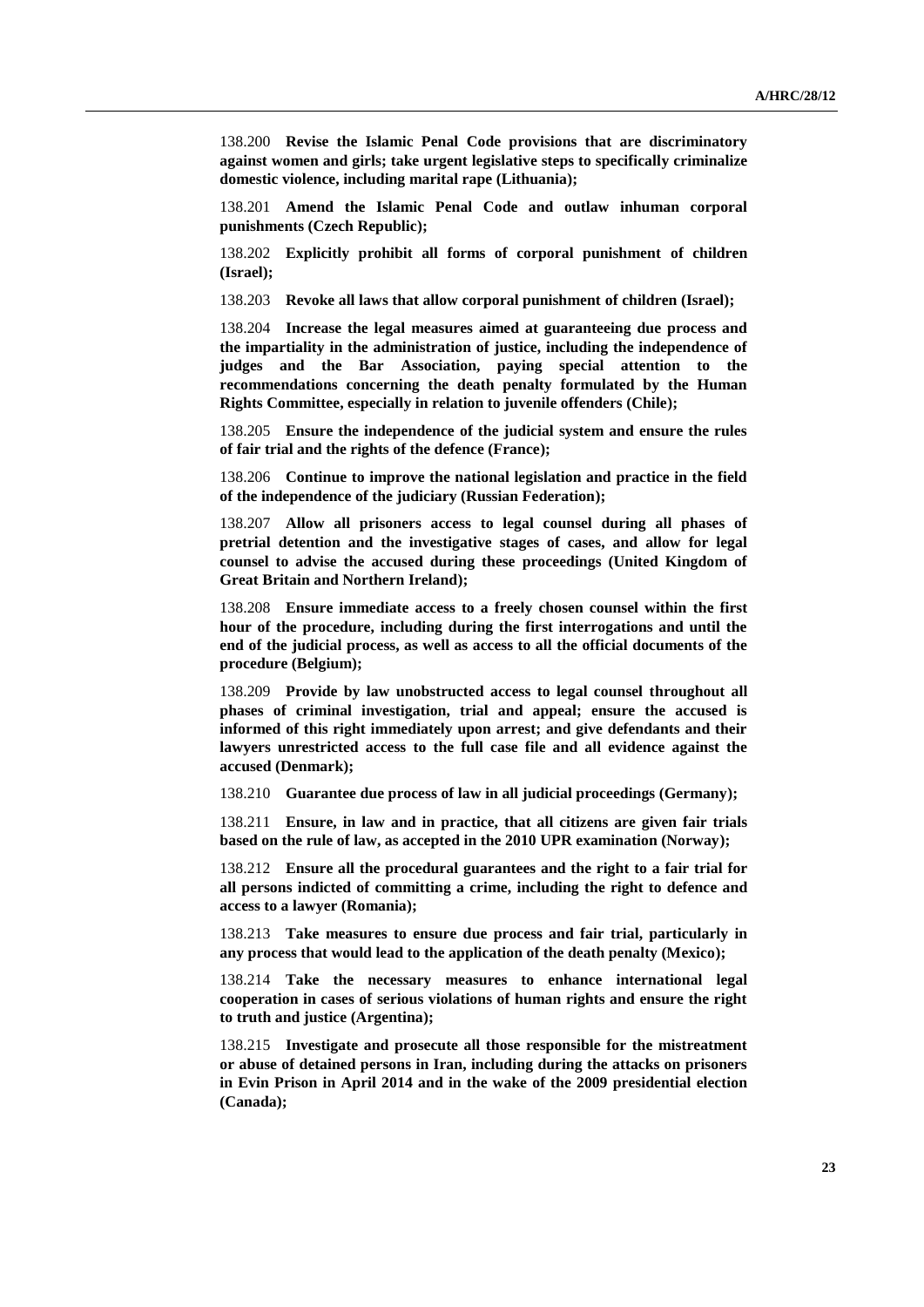138.200 **Revise the Islamic Penal Code provisions that are discriminatory against women and girls; take urgent legislative steps to specifically criminalize domestic violence, including marital rape (Lithuania);**

138.201 **Amend the Islamic Penal Code and outlaw inhuman corporal punishments (Czech Republic);**

138.202 **Explicitly prohibit all forms of corporal punishment of children (Israel);**

138.203 **Revoke all laws that allow corporal punishment of children (Israel);**

138.204 **Increase the legal measures aimed at guaranteeing due process and the impartiality in the administration of justice, including the independence of judges and the Bar Association, paying special attention to the recommendations concerning the death penalty formulated by the Human Rights Committee, especially in relation to juvenile offenders (Chile);**

138.205 **Ensure the independence of the judicial system and ensure the rules of fair trial and the rights of the defence (France);**

138.206 **Continue to improve the national legislation and practice in the field of the independence of the judiciary (Russian Federation);**

138.207 **Allow all prisoners access to legal counsel during all phases of pretrial detention and the investigative stages of cases, and allow for legal counsel to advise the accused during these proceedings (United Kingdom of Great Britain and Northern Ireland);**

138.208 **Ensure immediate access to a freely chosen counsel within the first hour of the procedure, including during the first interrogations and until the end of the judicial process, as well as access to all the official documents of the procedure (Belgium);**

138.209 **Provide by law unobstructed access to legal counsel throughout all phases of criminal investigation, trial and appeal; ensure the accused is informed of this right immediately upon arrest; and give defendants and their lawyers unrestricted access to the full case file and all evidence against the accused (Denmark);**

138.210 **Guarantee due process of law in all judicial proceedings (Germany);**

138.211 **Ensure, in law and in practice, that all citizens are given fair trials based on the rule of law, as accepted in the 2010 UPR examination (Norway);**

138.212 **Ensure all the procedural guarantees and the right to a fair trial for all persons indicted of committing a crime, including the right to defence and access to a lawyer (Romania);**

138.213 **Take measures to ensure due process and fair trial, particularly in any process that would lead to the application of the death penalty (Mexico);**

138.214 **Take the necessary measures to enhance international legal cooperation in cases of serious violations of human rights and ensure the right to truth and justice (Argentina);**

138.215 **Investigate and prosecute all those responsible for the mistreatment or abuse of detained persons in Iran, including during the attacks on prisoners in Evin Prison in April 2014 and in the wake of the 2009 presidential election (Canada);**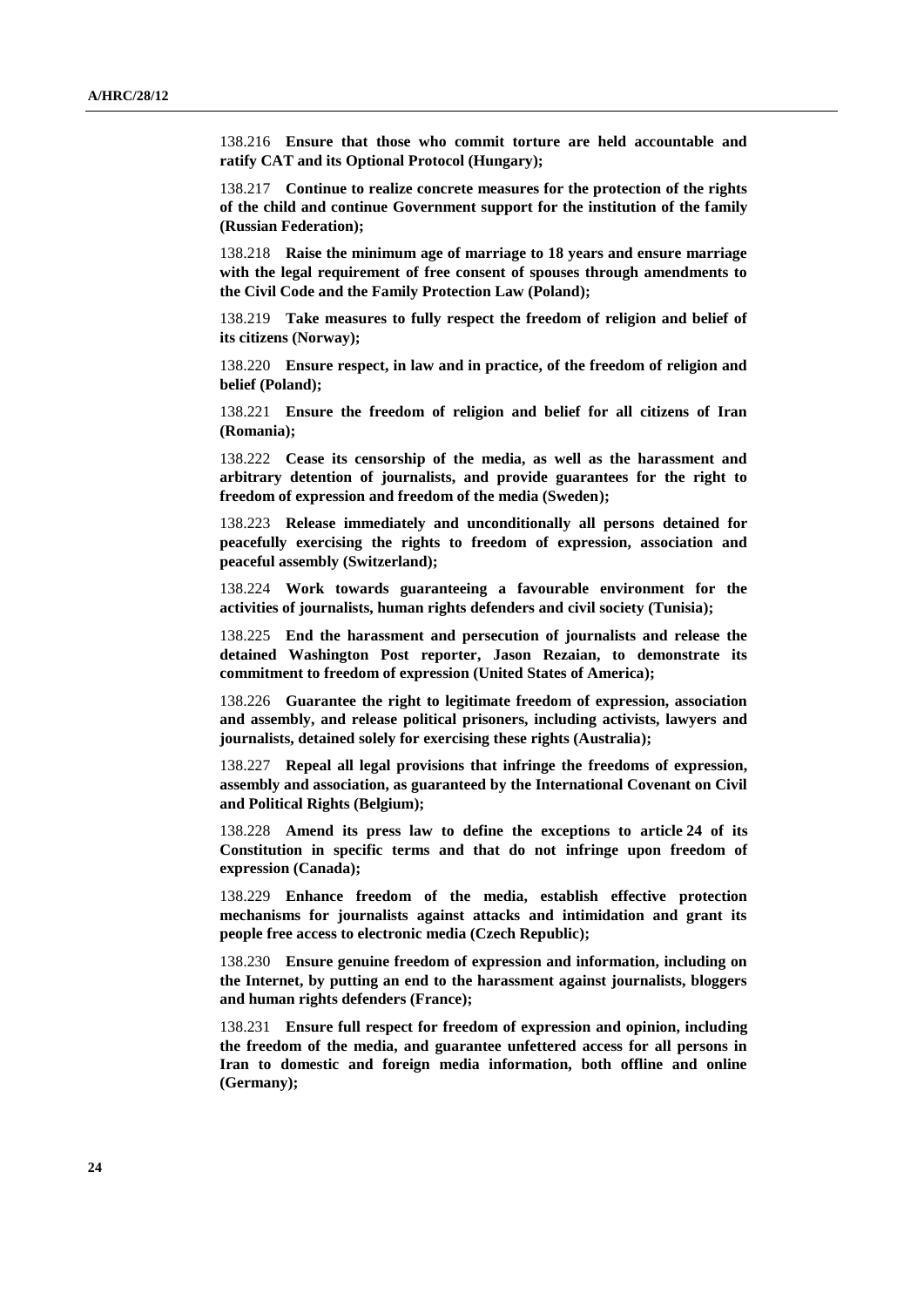138.216 **Ensure that those who commit torture are held accountable and ratify CAT and its Optional Protocol (Hungary);**

138.217 **Continue to realize concrete measures for the protection of the rights of the child and continue Government support for the institution of the family (Russian Federation);**

138.218 **Raise the minimum age of marriage to 18 years and ensure marriage with the legal requirement of free consent of spouses through amendments to the Civil Code and the Family Protection Law (Poland);**

138.219 **Take measures to fully respect the freedom of religion and belief of its citizens (Norway);**

138.220 **Ensure respect, in law and in practice, of the freedom of religion and belief (Poland);**

138.221 **Ensure the freedom of religion and belief for all citizens of Iran (Romania);**

138.222 **Cease its censorship of the media, as well as the harassment and arbitrary detention of journalists, and provide guarantees for the right to freedom of expression and freedom of the media (Sweden);**

138.223 **Release immediately and unconditionally all persons detained for peacefully exercising the rights to freedom of expression, association and peaceful assembly (Switzerland);**

138.224 **Work towards guaranteeing a favourable environment for the activities of journalists, human rights defenders and civil society (Tunisia);**

138.225 **End the harassment and persecution of journalists and release the detained Washington Post reporter, Jason Rezaian, to demonstrate its commitment to freedom of expression (United States of America);**

138.226 **Guarantee the right to legitimate freedom of expression, association and assembly, and release political prisoners, including activists, lawyers and journalists, detained solely for exercising these rights (Australia);**

138.227 **Repeal all legal provisions that infringe the freedoms of expression, assembly and association, as guaranteed by the International Covenant on Civil and Political Rights (Belgium);**

138.228 **Amend its press law to define the exceptions to article 24 of its Constitution in specific terms and that do not infringe upon freedom of expression (Canada);**

138.229 **Enhance freedom of the media, establish effective protection mechanisms for journalists against attacks and intimidation and grant its people free access to electronic media (Czech Republic);**

138.230 **Ensure genuine freedom of expression and information, including on the Internet, by putting an end to the harassment against journalists, bloggers and human rights defenders (France);**

138.231 **Ensure full respect for freedom of expression and opinion, including the freedom of the media, and guarantee unfettered access for all persons in Iran to domestic and foreign media information, both offline and online (Germany);**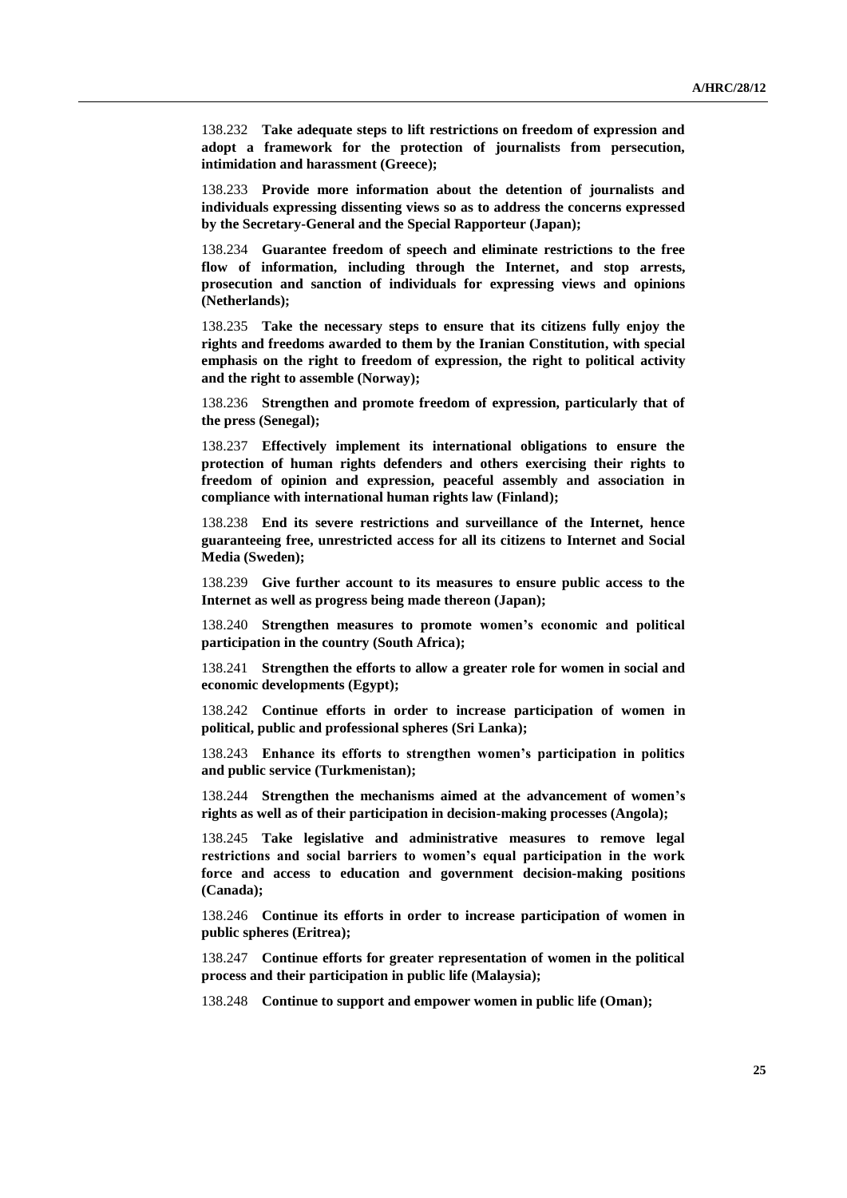138.232 **Take adequate steps to lift restrictions on freedom of expression and adopt a framework for the protection of journalists from persecution, intimidation and harassment (Greece);**

138.233 **Provide more information about the detention of journalists and individuals expressing dissenting views so as to address the concerns expressed by the Secretary-General and the Special Rapporteur (Japan);**

138.234 **Guarantee freedom of speech and eliminate restrictions to the free flow of information, including through the Internet, and stop arrests, prosecution and sanction of individuals for expressing views and opinions (Netherlands);**

138.235 **Take the necessary steps to ensure that its citizens fully enjoy the rights and freedoms awarded to them by the Iranian Constitution, with special emphasis on the right to freedom of expression, the right to political activity and the right to assemble (Norway);**

138.236 **Strengthen and promote freedom of expression, particularly that of the press (Senegal);**

138.237 **Effectively implement its international obligations to ensure the protection of human rights defenders and others exercising their rights to freedom of opinion and expression, peaceful assembly and association in compliance with international human rights law (Finland);**

138.238 **End its severe restrictions and surveillance of the Internet, hence guaranteeing free, unrestricted access for all its citizens to Internet and Social Media (Sweden);**

138.239 **Give further account to its measures to ensure public access to the Internet as well as progress being made thereon (Japan);**

138.240 **Strengthen measures to promote women's economic and political participation in the country (South Africa);**

138.241 **Strengthen the efforts to allow a greater role for women in social and economic developments (Egypt);**

138.242 **Continue efforts in order to increase participation of women in political, public and professional spheres (Sri Lanka);**

138.243 **Enhance its efforts to strengthen women's participation in politics and public service (Turkmenistan);**

138.244 **Strengthen the mechanisms aimed at the advancement of women's rights as well as of their participation in decision-making processes (Angola);**

138.245 **Take legislative and administrative measures to remove legal restrictions and social barriers to women's equal participation in the work force and access to education and government decision-making positions (Canada);**

138.246 **Continue its efforts in order to increase participation of women in public spheres (Eritrea);**

138.247 **Continue efforts for greater representation of women in the political process and their participation in public life (Malaysia);**

138.248 **Continue to support and empower women in public life (Oman);**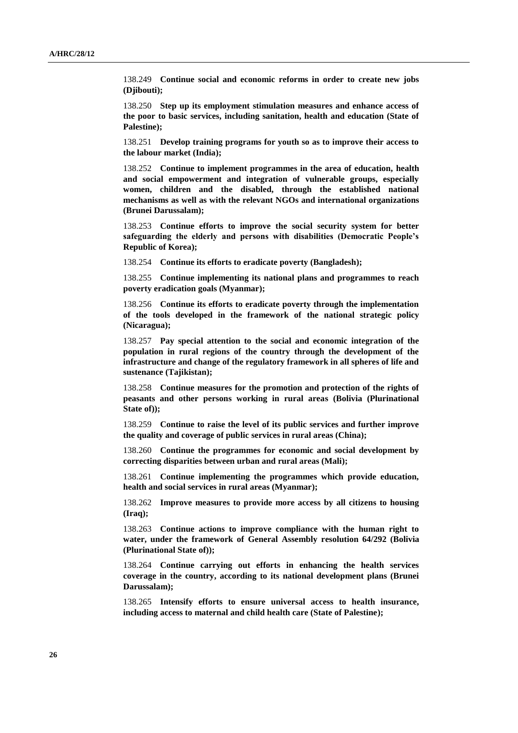138.249 **Continue social and economic reforms in order to create new jobs (Djibouti);**

138.250 **Step up its employment stimulation measures and enhance access of the poor to basic services, including sanitation, health and education (State of Palestine);**

138.251 **Develop training programs for youth so as to improve their access to the labour market (India);**

138.252 **Continue to implement programmes in the area of education, health and social empowerment and integration of vulnerable groups, especially women, children and the disabled, through the established national mechanisms as well as with the relevant NGOs and international organizations (Brunei Darussalam);**

138.253 **Continue efforts to improve the social security system for better safeguarding the elderly and persons with disabilities (Democratic People's Republic of Korea);**

138.254 **Continue its efforts to eradicate poverty (Bangladesh);**

138.255 **Continue implementing its national plans and programmes to reach poverty eradication goals (Myanmar);**

138.256 **Continue its efforts to eradicate poverty through the implementation of the tools developed in the framework of the national strategic policy (Nicaragua);**

138.257 **Pay special attention to the social and economic integration of the population in rural regions of the country through the development of the infrastructure and change of the regulatory framework in all spheres of life and sustenance (Tajikistan);**

138.258 **Continue measures for the promotion and protection of the rights of peasants and other persons working in rural areas (Bolivia (Plurinational State of));**

138.259 **Continue to raise the level of its public services and further improve the quality and coverage of public services in rural areas (China);**

138.260 **Continue the programmes for economic and social development by correcting disparities between urban and rural areas (Mali);**

138.261 **Continue implementing the programmes which provide education, health and social services in rural areas (Myanmar);**

138.262 **Improve measures to provide more access by all citizens to housing (Iraq);**

138.263 **Continue actions to improve compliance with the human right to water, under the framework of General Assembly resolution 64/292 (Bolivia (Plurinational State of));**

138.264 **Continue carrying out efforts in enhancing the health services coverage in the country, according to its national development plans (Brunei Darussalam);**

138.265 **Intensify efforts to ensure universal access to health insurance, including access to maternal and child health care (State of Palestine);**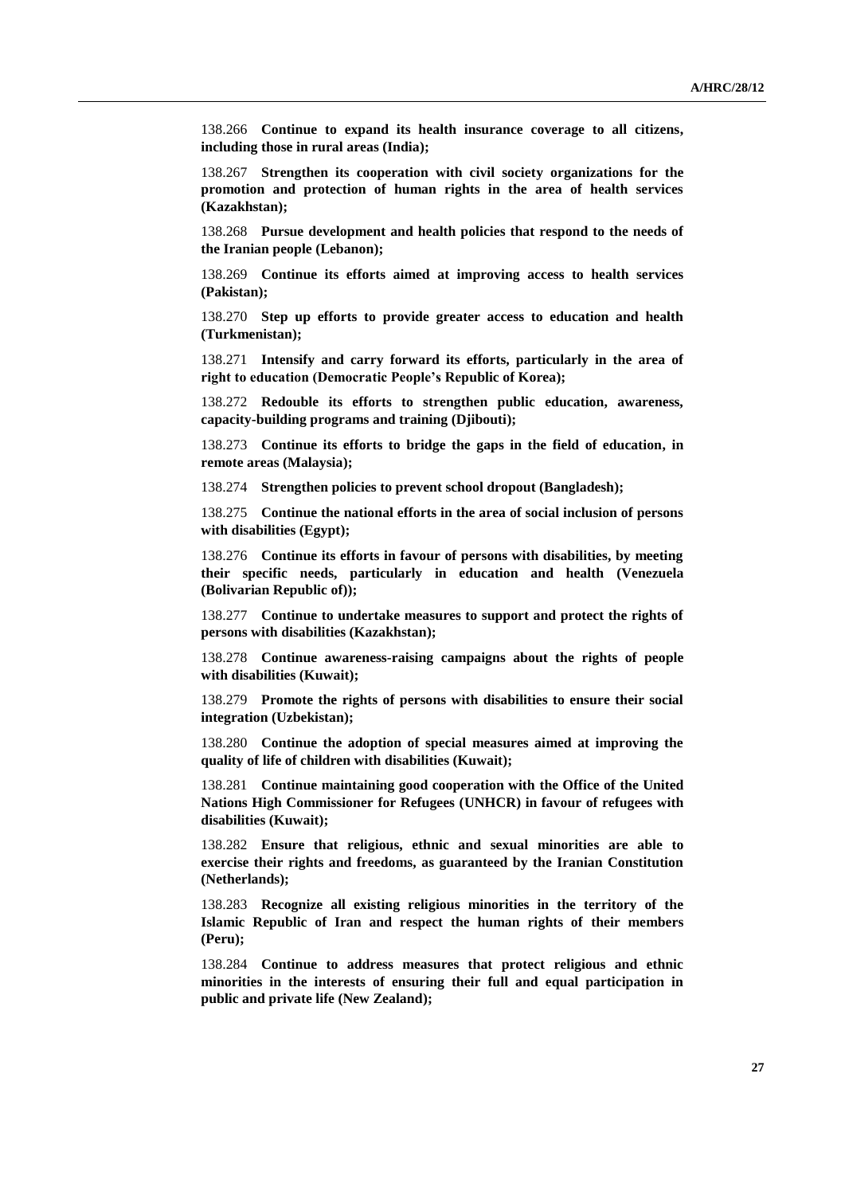138.266 **Continue to expand its health insurance coverage to all citizens, including those in rural areas (India);**

138.267 **Strengthen its cooperation with civil society organizations for the promotion and protection of human rights in the area of health services (Kazakhstan);**

138.268 **Pursue development and health policies that respond to the needs of the Iranian people (Lebanon);**

138.269 **Continue its efforts aimed at improving access to health services (Pakistan);**

138.270 **Step up efforts to provide greater access to education and health (Turkmenistan);**

138.271 **Intensify and carry forward its efforts, particularly in the area of right to education (Democratic People's Republic of Korea);**

138.272 **Redouble its efforts to strengthen public education, awareness, capacity-building programs and training (Djibouti);**

138.273 **Continue its efforts to bridge the gaps in the field of education, in remote areas (Malaysia);**

138.274 **Strengthen policies to prevent school dropout (Bangladesh);**

138.275 **Continue the national efforts in the area of social inclusion of persons with disabilities (Egypt);**

138.276 **Continue its efforts in favour of persons with disabilities, by meeting their specific needs, particularly in education and health (Venezuela (Bolivarian Republic of));**

138.277 **Continue to undertake measures to support and protect the rights of persons with disabilities (Kazakhstan);**

138.278 **Continue awareness-raising campaigns about the rights of people with disabilities (Kuwait);**

138.279 **Promote the rights of persons with disabilities to ensure their social integration (Uzbekistan);**

138.280 **Continue the adoption of special measures aimed at improving the quality of life of children with disabilities (Kuwait);**

138.281 **Continue maintaining good cooperation with the Office of the United Nations High Commissioner for Refugees (UNHCR) in favour of refugees with disabilities (Kuwait);**

138.282 **Ensure that religious, ethnic and sexual minorities are able to exercise their rights and freedoms, as guaranteed by the Iranian Constitution (Netherlands);**

138.283 **Recognize all existing religious minorities in the territory of the Islamic Republic of Iran and respect the human rights of their members (Peru);**

138.284 **Continue to address measures that protect religious and ethnic minorities in the interests of ensuring their full and equal participation in public and private life (New Zealand);**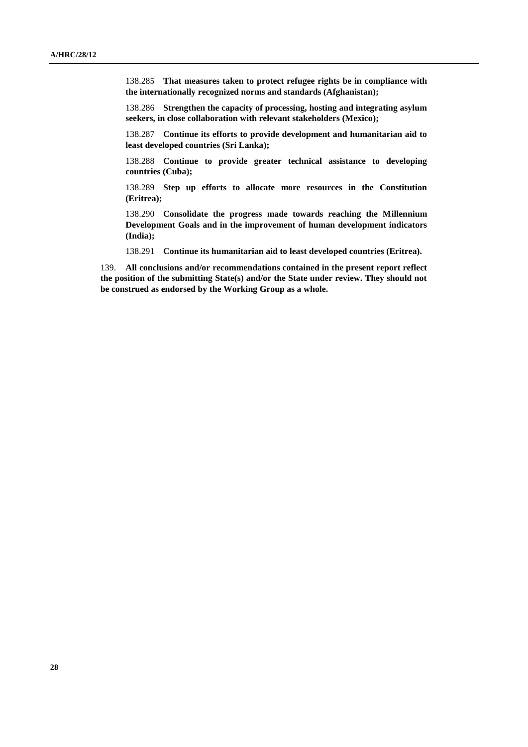138.285 **That measures taken to protect refugee rights be in compliance with the internationally recognized norms and standards (Afghanistan);**

138.286 **Strengthen the capacity of processing, hosting and integrating asylum seekers, in close collaboration with relevant stakeholders (Mexico);**

138.287 **Continue its efforts to provide development and humanitarian aid to least developed countries (Sri Lanka);**

138.288 **Continue to provide greater technical assistance to developing countries (Cuba);**

138.289 **Step up efforts to allocate more resources in the Constitution (Eritrea);**

138.290 **Consolidate the progress made towards reaching the Millennium Development Goals and in the improvement of human development indicators (India);**

138.291 **Continue its humanitarian aid to least developed countries (Eritrea).**

139. **All conclusions and/or recommendations contained in the present report reflect the position of the submitting State(s) and/or the State under review. They should not be construed as endorsed by the Working Group as a whole.**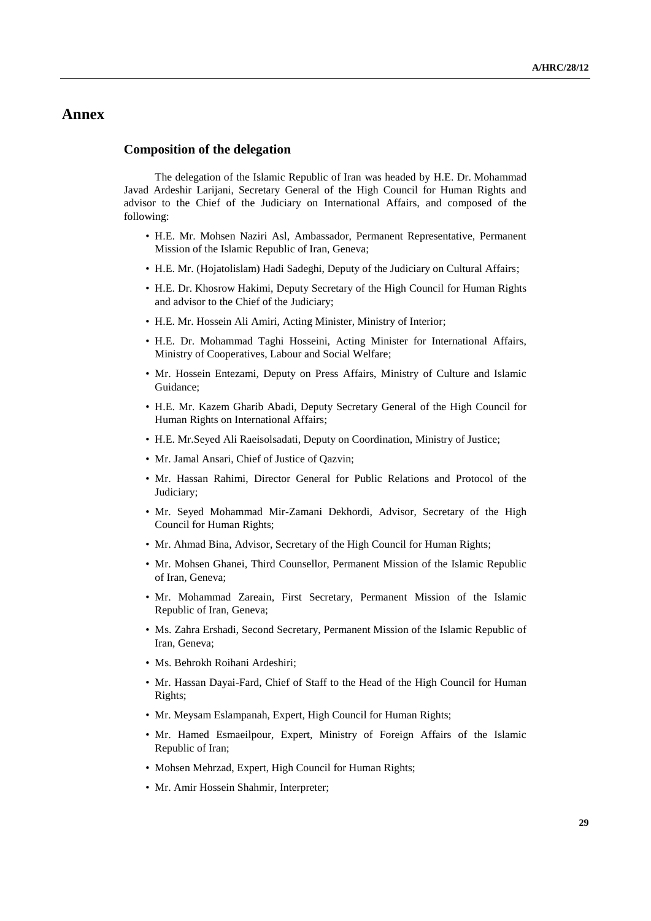# Annex

## Composition of the delegation

The delegation of the Islamic Republic of Iran was headed by H.E. Dr. Mohammad Javad Ardeshir Larijani, Secretary General of the High Council for Human Rights and advisor to the Chief of the Judiciary on International Affairs, and composed of the following:

- H.E. Mr. Mohsen Naziri Asl, Ambassador, Permanent Representative, Permanent Mission of the Islamic Republic of Iran, Geneva;
- H.E. Mr. (Hojatolislam) Hadi Sadeghi, Deputy of the Judiciary on Cultural Affairs;
- H.E. Dr. Khosrow Hakimi, Deputy Secretary of the High Council for Human Rights and advisor to the Chief of the Judiciary;
- H.E. Mr. Hossein Ali Amiri, Acting Minister, Ministry of Interior;
- H.E. Dr. Mohammad Taghi Hosseini, Acting Minister for International Affairs, Ministry of Cooperatives, Labour and Social Welfare;
- Mr. Hossein Entezami, Deputy on Press Affairs, Ministry of Culture and Islamic Guidance;
- H.E. Mr. Kazem Gharib Abadi, Deputy Secretary General of the High Council for Human Rights on International Affairs;
- H.E. Mr.Seyed Ali Raeisolsadati, Deputy on Coordination, Ministry of Justice;
- Mr. Jamal Ansari, Chief of Justice of Qazvin;
- Mr. Hassan Rahimi, Director General for Public Relations and Protocol of the Judiciary;
- Mr. Seyed Mohammad Mir-Zamani Dekhordi, Advisor, Secretary of the High Council for Human Rights;
- Mr. Ahmad Bina, Advisor, Secretary of the High Council for Human Rights;
- Mr. Mohsen Ghanei, Third Counsellor, Permanent Mission of the Islamic Republic of Iran, Geneva;
- Mr. Mohammad Zareain, First Secretary, Permanent Mission of the Islamic Republic of Iran, Geneva;
- Ms. Zahra Ershadi, Second Secretary, Permanent Mission of the Islamic Republic of Iran, Geneva;
- Ms. Behrokh Roihani Ardeshiri;
- Mr. Hassan Dayai-Fard, Chief of Staff to the Head of the High Council for Human Rights;
- Mr. Meysam Eslampanah, Expert, High Council for Human Rights;
- Mr. Hamed Esmaeilpour, Expert, Ministry of Foreign Affairs of the Islamic Republic of Iran;
- Mohsen Mehrzad, Expert, High Council for Human Rights;
- Mr. Amir Hossein Shahmir, Interpreter;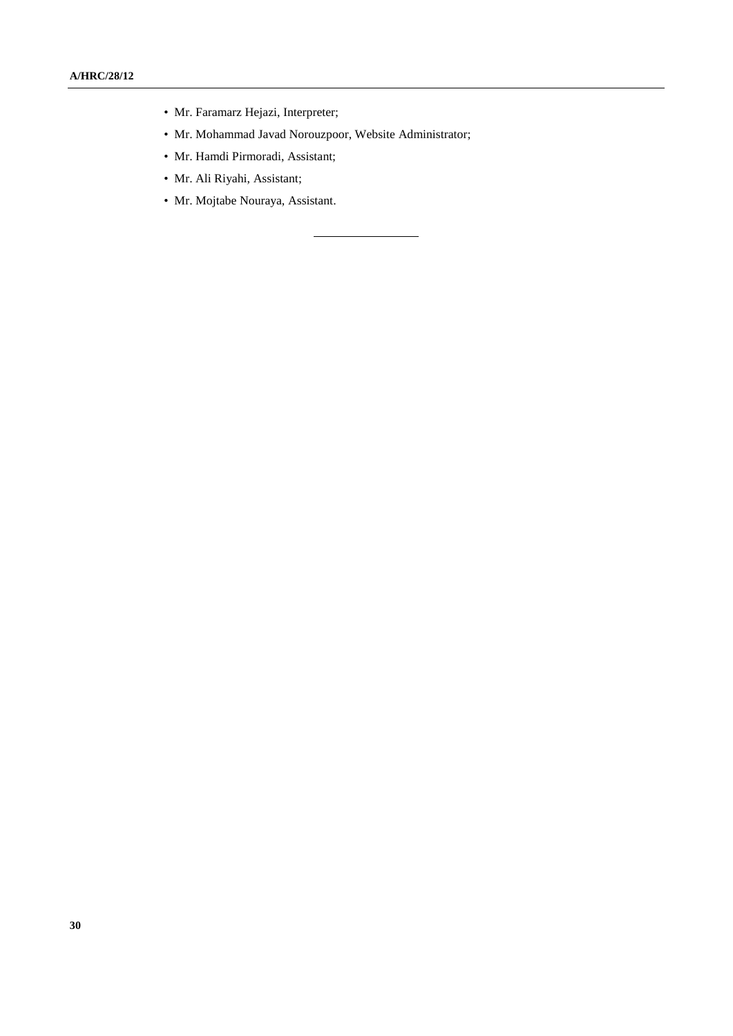- Mr. Faramarz Hejazi, Interpreter;
- Mr. Mohammad Javad Norouzpoor, Website Administrator;
- Mr. Hamdi Pirmoradi, Assistant;
- Mr. Ali Riyahi, Assistant;
- Mr. Mojtabe Nouraya, Assistant.